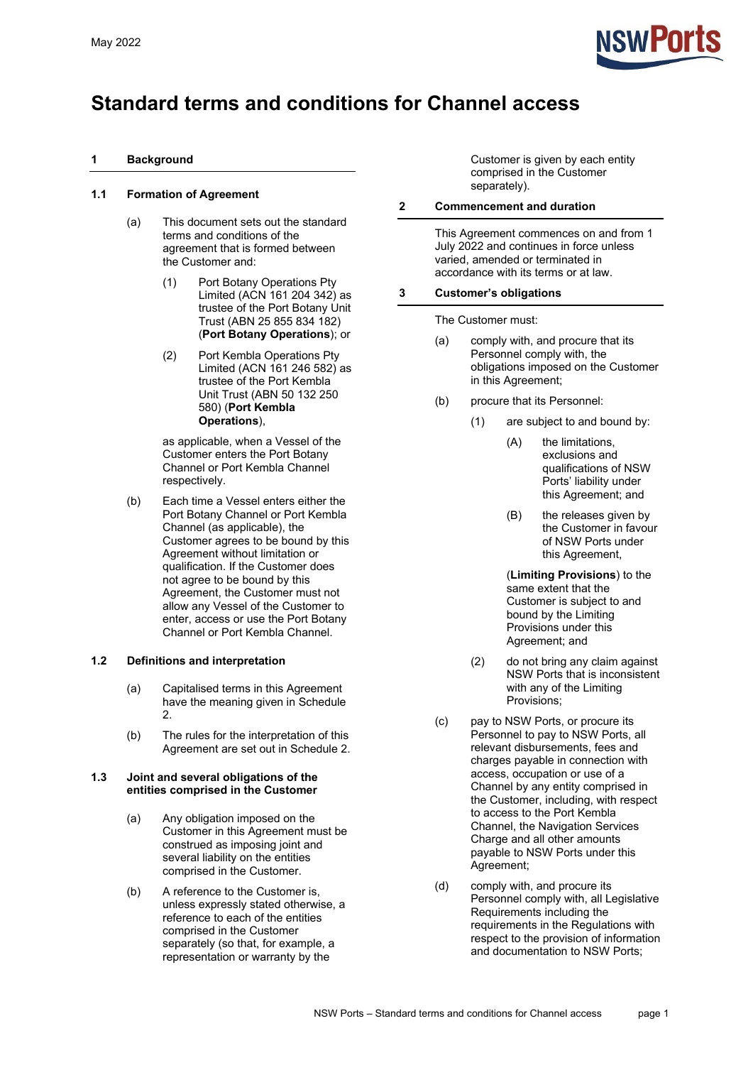May 2022

# Standard terms and conditions for Channel access

## 1 Background

### 1.1 Formation of Agreement

(a) This document sets out the standard terms and conditions of the agreement that is formed between the Customer and:

(1) Port Botany Operations Pty Limited (ACN 161 204 342) as trustee of the Port Botany Unit Trust (ABN 25 855 834 182) (**Port Botany Operations**); or

(2) Port Kembla Operations Pty Limited (ACN 161 246 582) as trustee of the Port Kembla Unit Trust (ABN 50 132 250 580) (**Port Kembla Operations**),

as applicable, when a Vessel of the Customer enters the Port Botany Channel or Port Kembla Channel respectively.

(b) Each time a Vessel enters either the Port Botany Channel or Port Kembla Channel (as applicable), the Customer agrees to be bound by this Agreement without limitation or qualification. If the Customer does not agree to be bound by this Agreement, the Customer must not allow any Vessel of the Customer to enter, access or use the Port Botany Channel or Port Kembla Channel.

### 1.2 Definitions and interpretation

(a) Capitalised terms in this Agreement have the meaning given in Schedule 2.

(b) The rules for the interpretation of this Agreement are set out in Schedule 2.

### 1.3 Joint and several obligations of the entities comprised in the Customer

(a) Any obligation imposed on the Customer in this Agreement must be construed as imposing joint and several liability on the entities comprised in the Customer.

(b) A reference to the Customer is, unless expressly stated otherwise, a reference to each of the entities comprised in the Customer separately (so that, for example, a representation or warranty by the Customer is given by each entity comprised in the Customer separately).

## 2 Commencement and duration

This Agreement commences on and from 1 July 2022 and continues in force unless varied, amended or terminated in accordance with its terms or at law.

## 3 Customer's obligations

The Customer must:

(a) comply with, and procure that its Personnel comply with, the obligations imposed on the Customer in this Agreement;

(b) procure that its Personnel:

(1) are subject to and bound by:

(A) the limitations, exclusions and qualifications of NSW Ports' liability under this Agreement; and

(B) the releases given by the Customer in favour of NSW Ports under this Agreement,

(**Limiting Provisions**) to the same extent that the Customer is subject to and bound by the Limiting Provisions under this Agreement; and

(2) do not bring any claim against NSW Ports that is inconsistent with any of the Limiting Provisions;

(c) pay to NSW Ports, or procure its Personnel to pay to NSW Ports, all relevant disbursements, fees and charges payable in connection with access, occupation or use of a Channel by any entity comprised in the Customer, including, with respect to access to the Port Kembla Channel, the Navigation Services Charge and all other amounts payable to NSW Ports under this Agreement;

(d) comply with, and procure its Personnel comply with, all Legislative Requirements including the requirements in the Regulations with respect to the provision of information and documentation to NSW Ports;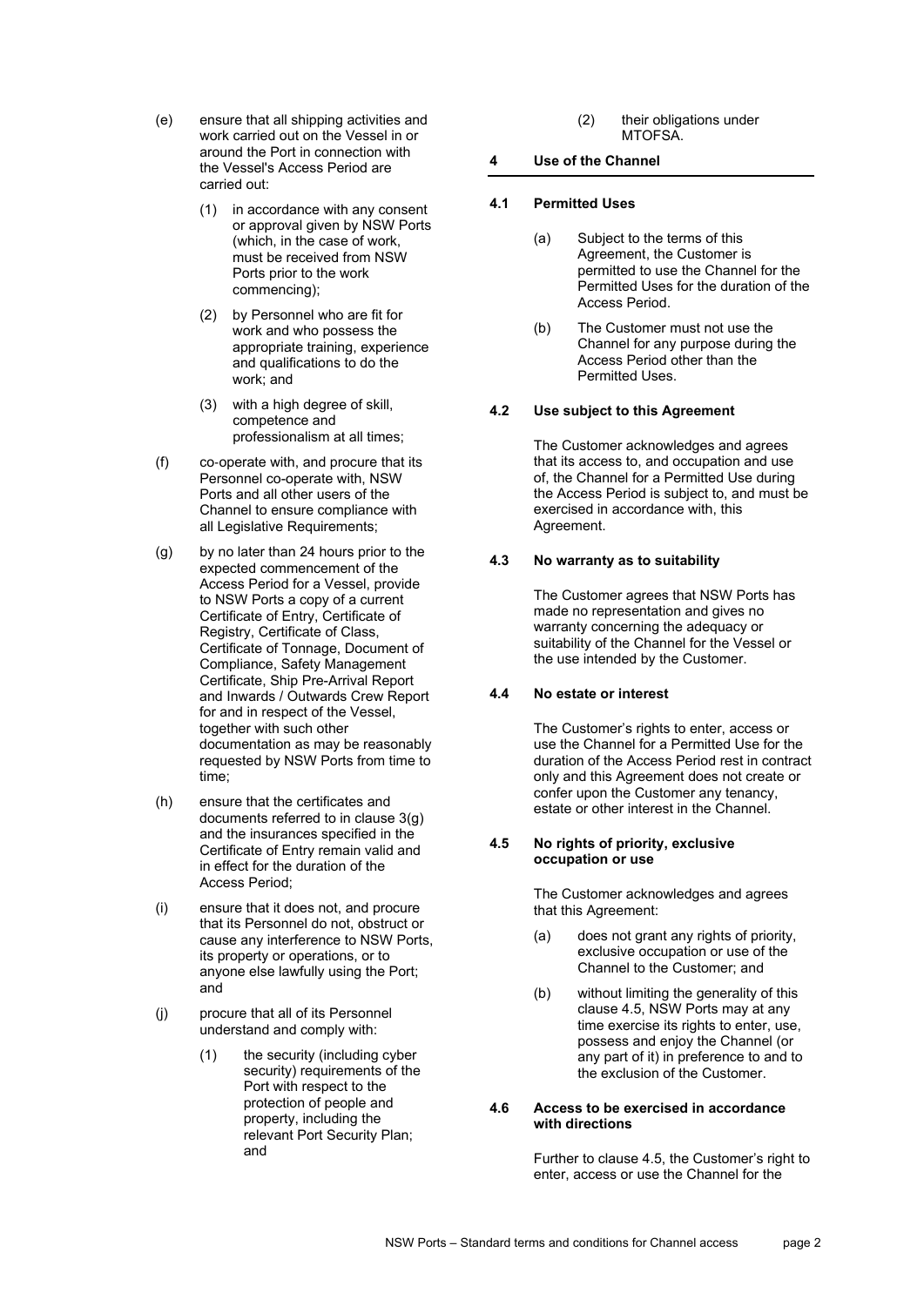(e) ensure that all shipping activities and work carried out on the Vessel in or around the Port in connection with the Vessel's Access Period are carried out:

   (1) in accordance with any consent or approval given by NSW Ports (which, in the case of work, must be received from NSW Ports prior to the work commencing);

   (2) by Personnel who are fit for work and who possess the appropriate training, experience and qualifications to do the work; and

   (3) with a high degree of skill, competence and professionalism at all times;

(f) co-operate with, and procure that its Personnel co-operate with, NSW Ports and all other users of the Channel to ensure compliance with all Legislative Requirements;

(g) by no later than 24 hours prior to the expected commencement of the Access Period for a Vessel, provide to NSW Ports a copy of a current Certificate of Entry, Certificate of Registry, Certificate of Class, Certificate of Tonnage, Document of Compliance, Safety Management Certificate, Ship Pre-Arrival Report and Inwards / Outwards Crew Report for and in respect of the Vessel, together with such other documentation as may be reasonably requested by NSW Ports from time to time;

(h) ensure that the certificates and documents referred to in clause 3(g) and the insurances specified in the Certificate of Entry remain valid and in effect for the duration of the Access Period;

(i) ensure that it does not, and procure that its Personnel do not, obstruct or cause any interference to NSW Ports, its property or operations, or to anyone else lawfully using the Port; and

(j) procure that all of its Personnel understand and comply with:

   (1) the security (including cyber security) requirements of the Port with respect to the protection of people and property, including the relevant Port Security Plan; and

   (2) their obligations under MTOFSA.

## 4 Use of the Channel

### 4.1 Permitted Uses

(a) Subject to the terms of this Agreement, the Customer is permitted to use the Channel for the Permitted Uses for the duration of the Access Period.

(b) The Customer must not use the Channel for any purpose during the Access Period other than the Permitted Uses.

### 4.2 Use subject to this Agreement

The Customer acknowledges and agrees that its access to, and occupation and use of, the Channel for a Permitted Use during the Access Period is subject to, and must be exercised in accordance with, this Agreement.

### 4.3 No warranty as to suitability

The Customer agrees that NSW Ports has made no representation and gives no warranty concerning the adequacy or suitability of the Channel for the Vessel or the use intended by the Customer.

### 4.4 No estate or interest

The Customer's rights to enter, access or use the Channel for a Permitted Use for the duration of the Access Period rest in contract only and this Agreement does not create or confer upon the Customer any tenancy, estate or other interest in the Channel.

### 4.5 No rights of priority, exclusive occupation or use

The Customer acknowledges and agrees that this Agreement:

(a) does not grant any rights of priority, exclusive occupation or use of the Channel to the Customer; and

(b) without limiting the generality of this clause 4.5, NSW Ports may at any time exercise its rights to enter, use, possess and enjoy the Channel (or any part of it) in preference to and to the exclusion of the Customer.

### 4.6 Access to be exercised in accordance with directions

Further to clause 4.5, the Customer's right to enter, access or use the Channel for the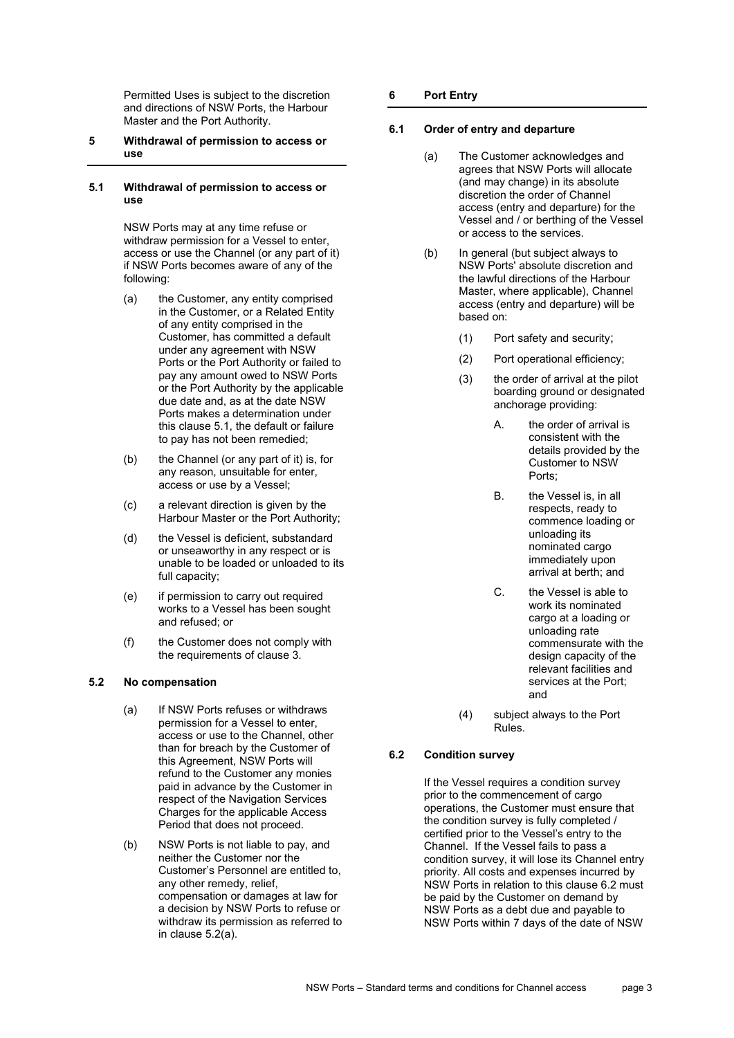Permitted Uses is subject to the discretion and directions of NSW Ports, the Harbour Master and the Port Authority.

## 5 Withdrawal of permission to access or use

### 5.1 Withdrawal of permission to access or use

NSW Ports may at any time refuse or withdraw permission for a Vessel to enter, access or use the Channel (or any part of it) if NSW Ports becomes aware of any of the following:

(a) the Customer, any entity comprised in the Customer, or a Related Entity of any entity comprised in the Customer, has committed a default under any agreement with NSW Ports or the Port Authority or failed to pay any amount owed to NSW Ports or the Port Authority by the applicable due date and, as at the date NSW Ports makes a determination under this clause 5.1, the default or failure to pay has not been remedied;

(b) the Channel (or any part of it) is, for any reason, unsuitable for enter, access or use by a Vessel;

(c) a relevant direction is given by the Harbour Master or the Port Authority;

(d) the Vessel is deficient, substandard or unseaworthy in any respect or is unable to be loaded or unloaded to its full capacity;

(e) if permission to carry out required works to a Vessel has been sought and refused; or

(f) the Customer does not comply with the requirements of clause 3.

### 5.2 No compensation

(a) If NSW Ports refuses or withdraws permission for a Vessel to enter, access or use to the Channel, other than for breach by the Customer of this Agreement, NSW Ports will refund to the Customer any monies paid in advance by the Customer in respect of the Navigation Services Charges for the applicable Access Period that does not proceed.

(b) NSW Ports is not liable to pay, and neither the Customer nor the Customer's Personnel are entitled to, any other remedy, relief, compensation or damages at law for a decision by NSW Ports to refuse or withdraw its permission as referred to in clause 5.2(a).

## 6 Port Entry

### 6.1 Order of entry and departure

(a) The Customer acknowledges and agrees that NSW Ports will allocate (and may change) in its absolute discretion the order of Channel access (entry and departure) for the Vessel and / or berthing of the Vessel or access to the services.

(b) In general (but subject always to NSW Ports' absolute discretion and the lawful directions of the Harbour Master, where applicable), Channel access (entry and departure) will be based on:

(1) Port safety and security;

(2) Port operational efficiency;

(3) the order of arrival at the pilot boarding ground or designated anchorage providing:

A. the order of arrival is consistent with the details provided by the Customer to NSW Ports;

B. the Vessel is, in all respects, ready to commence loading or unloading its nominated cargo immediately upon arrival at berth; and

C. the Vessel is able to work its nominated cargo at a loading or unloading rate commensurate with the design capacity of the relevant facilities and services at the Port; and

(4) subject always to the Port Rules.

### 6.2 Condition survey

If the Vessel requires a condition survey prior to the commencement of cargo operations, the Customer must ensure that the condition survey is fully completed / certified prior to the Vessel's entry to the Channel. If the Vessel fails to pass a condition survey, it will lose its Channel entry priority. All costs and expenses incurred by NSW Ports in relation to this clause 6.2 must be paid by the Customer on demand by NSW Ports as a debt due and payable to NSW Ports within 7 days of the date of NSW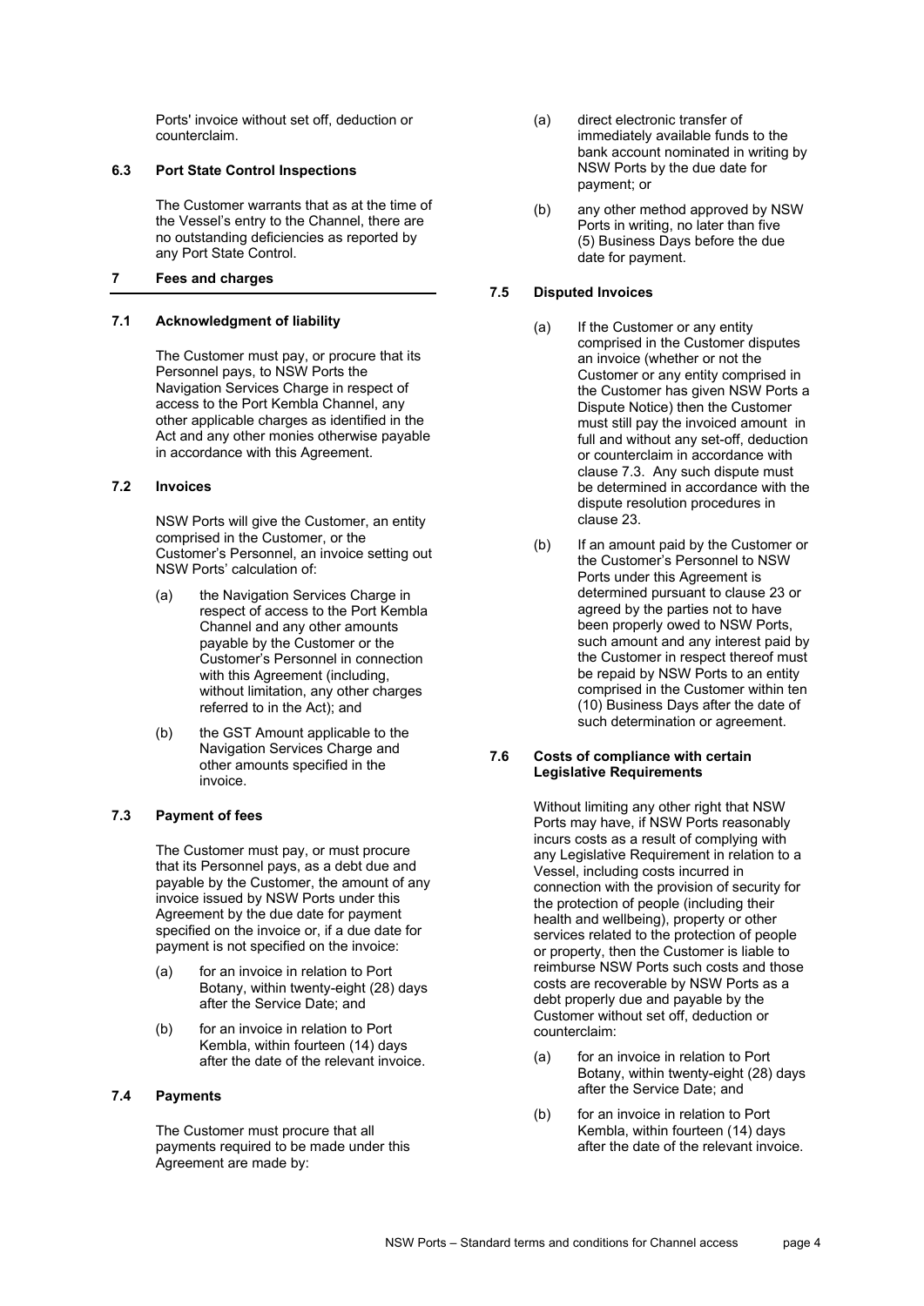Ports' invoice without set off, deduction or counterclaim.

### 6.3 Port State Control Inspections

The Customer warrants that as at the time of the Vessel's entry to the Channel, there are no outstanding deficiencies as reported by any Port State Control.

## 7 Fees and charges

### 7.1 Acknowledgment of liability

The Customer must pay, or procure that its Personnel pays, to NSW Ports the Navigation Services Charge in respect of access to the Port Kembla Channel, any other applicable charges as identified in the Act and any other monies otherwise payable in accordance with this Agreement.

### 7.2 Invoices

NSW Ports will give the Customer, an entity comprised in the Customer, or the Customer's Personnel, an invoice setting out NSW Ports' calculation of:

(a) the Navigation Services Charge in respect of access to the Port Kembla Channel and any other amounts payable by the Customer or the Customer's Personnel in connection with this Agreement (including, without limitation, any other charges referred to in the Act); and

(b) the GST Amount applicable to the Navigation Services Charge and other amounts specified in the invoice.

### 7.3 Payment of fees

The Customer must pay, or must procure that its Personnel pays, as a debt due and payable by the Customer, the amount of any invoice issued by NSW Ports under this Agreement by the due date for payment specified on the invoice or, if a due date for payment is not specified on the invoice:

(a) for an invoice in relation to Port Botany, within twenty-eight (28) days after the Service Date; and

(b) for an invoice in relation to Port Kembla, within fourteen (14) days after the date of the relevant invoice.

### 7.4 Payments

The Customer must procure that all payments required to be made under this Agreement are made by:

(a) direct electronic transfer of immediately available funds to the bank account nominated in writing by NSW Ports by the due date for payment; or

(b) any other method approved by NSW Ports in writing, no later than five (5) Business Days before the due date for payment.

### 7.5 Disputed Invoices

(a) If the Customer or any entity comprised in the Customer disputes an invoice (whether or not the Customer or any entity comprised in the Customer has given NSW Ports a Dispute Notice) then the Customer must still pay the invoiced amount in full and without any set-off, deduction or counterclaim in accordance with clause 7.3. Any such dispute must be determined in accordance with the dispute resolution procedures in clause 23.

(b) If an amount paid by the Customer or the Customer's Personnel to NSW Ports under this Agreement is determined pursuant to clause 23 or agreed by the parties not to have been properly owed to NSW Ports, such amount and any interest paid by the Customer in respect thereof must be repaid by NSW Ports to an entity comprised in the Customer within ten (10) Business Days after the date of such determination or agreement.

### 7.6 Costs of compliance with certain Legislative Requirements

Without limiting any other right that NSW Ports may have, if NSW Ports reasonably incurs costs as a result of complying with any Legislative Requirement in relation to a Vessel, including costs incurred in connection with the provision of security for the protection of people (including their health and wellbeing), property or other services related to the protection of people or property, then the Customer is liable to reimburse NSW Ports such costs and those costs are recoverable by NSW Ports as a debt properly due and payable by the Customer without set off, deduction or counterclaim:

(a) for an invoice in relation to Port Botany, within twenty-eight (28) days after the Service Date; and

(b) for an invoice in relation to Port Kembla, within fourteen (14) days after the date of the relevant invoice.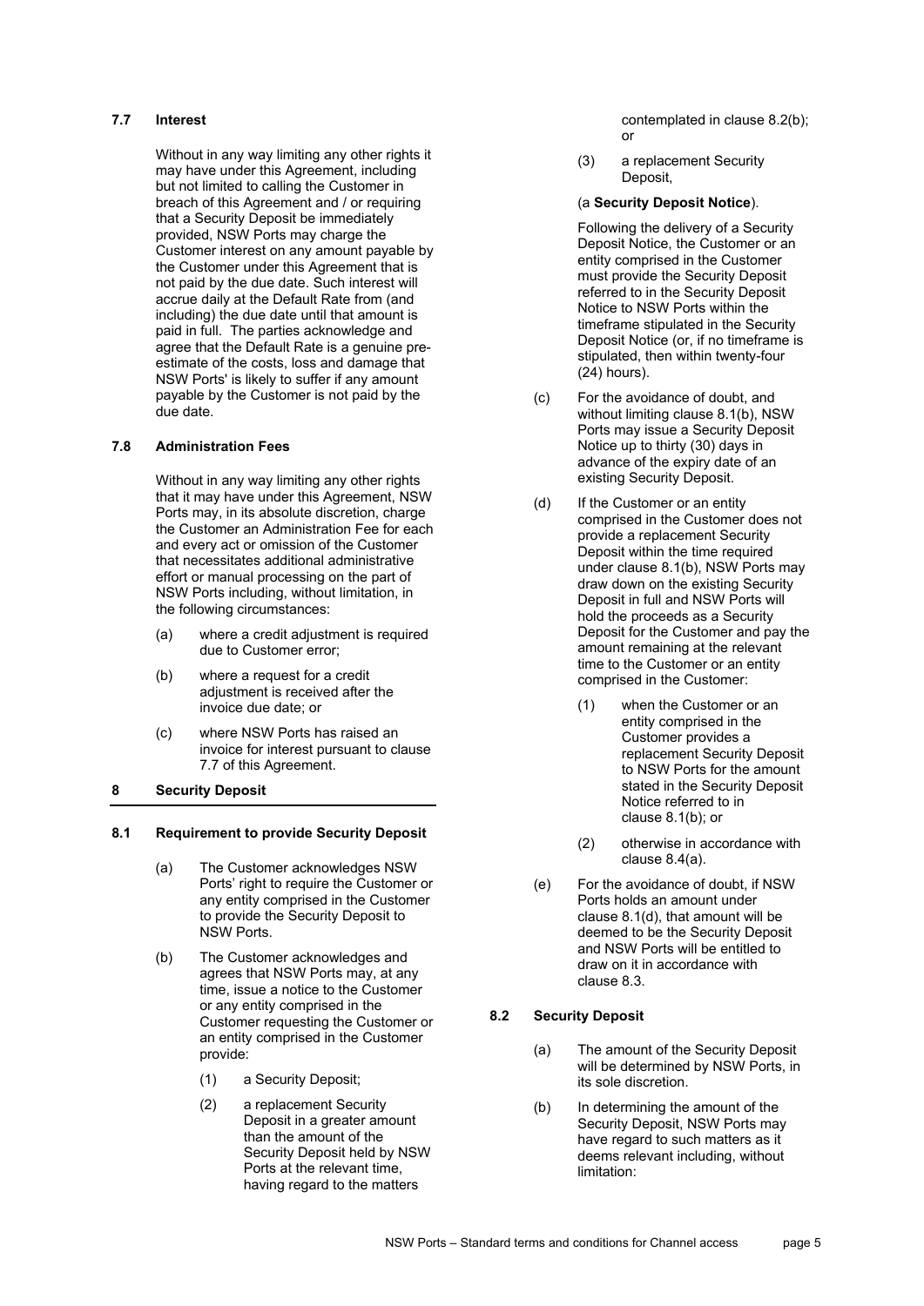### 7.7 Interest

Without in any way limiting any other rights it may have under this Agreement, including but not limited to calling the Customer in breach of this Agreement and / or requiring that a Security Deposit be immediately provided, NSW Ports may charge the Customer interest on any amount payable by the Customer under this Agreement that is not paid by the due date. Such interest will accrue daily at the Default Rate from (and including) the due date until that amount is paid in full. The parties acknowledge and agree that the Default Rate is a genuine pre-estimate of the costs, loss and damage that NSW Ports' is likely to suffer if any amount payable by the Customer is not paid by the due date.

### 7.8 Administration Fees

Without in any way limiting any other rights that it may have under this Agreement, NSW Ports may, in its absolute discretion, charge the Customer an Administration Fee for each and every act or omission of the Customer that necessitates additional administrative effort or manual processing on the part of NSW Ports including, without limitation, in the following circumstances:

(a) where a credit adjustment is required due to Customer error;

(b) where a request for a credit adjustment is received after the invoice due date; or

(c) where NSW Ports has raised an invoice for interest pursuant to clause 7.7 of this Agreement.

## 8 Security Deposit

### 8.1 Requirement to provide Security Deposit

(a) The Customer acknowledges NSW Ports' right to require the Customer or any entity comprised in the Customer to provide the Security Deposit to NSW Ports.

(b) The Customer acknowledges and agrees that NSW Ports may, at any time, issue a notice to the Customer or any entity comprised in the Customer requesting the Customer or an entity comprised in the Customer provide:

(1) a Security Deposit;

(2) a replacement Security Deposit in a greater amount than the amount of the Security Deposit held by NSW Ports at the relevant time, having regard to the matters contemplated in clause 8.2(b); or

(3) a replacement Security Deposit,

(a **Security Deposit Notice**).

Following the delivery of a Security Deposit Notice, the Customer or an entity comprised in the Customer must provide the Security Deposit referred to in the Security Deposit Notice to NSW Ports within the timeframe stipulated in the Security Deposit Notice (or, if no timeframe is stipulated, then within twenty-four (24) hours).

(c) For the avoidance of doubt, and without limiting clause 8.1(b), NSW Ports may issue a Security Deposit Notice up to thirty (30) days in advance of the expiry date of an existing Security Deposit.

(d) If the Customer or an entity comprised in the Customer does not provide a replacement Security Deposit within the time required under clause 8.1(b), NSW Ports may draw down on the existing Security Deposit in full and NSW Ports will hold the proceeds as a Security Deposit for the Customer and pay the amount remaining at the relevant time to the Customer or an entity comprised in the Customer:

(1) when the Customer or an entity comprised in the Customer provides a replacement Security Deposit to NSW Ports for the amount stated in the Security Deposit Notice referred to in clause 8.1(b); or

(2) otherwise in accordance with clause 8.4(a).

(e) For the avoidance of doubt, if NSW Ports holds an amount under clause 8.1(d), that amount will be deemed to be the Security Deposit and NSW Ports will be entitled to draw on it in accordance with clause 8.3.

### 8.2 Security Deposit

(a) The amount of the Security Deposit will be determined by NSW Ports, in its sole discretion.

(b) In determining the amount of the Security Deposit, NSW Ports may have regard to such matters as it deems relevant including, without limitation: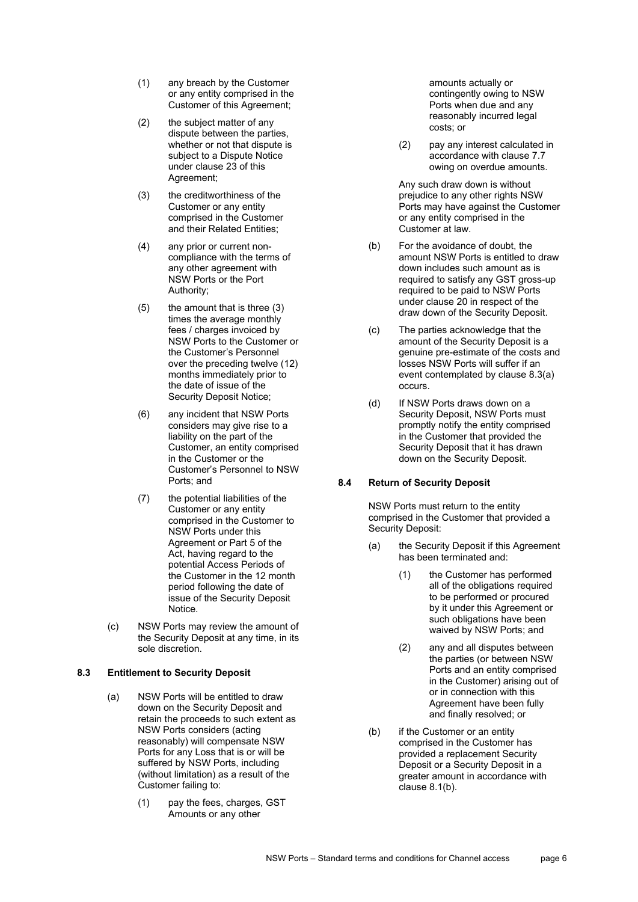(1) any breach by the Customer or any entity comprised in the Customer of this Agreement;

(2) the subject matter of any dispute between the parties, whether or not that dispute is subject to a Dispute Notice under clause 23 of this Agreement;

(3) the creditworthiness of the Customer or any entity comprised in the Customer and their Related Entities;

(4) any prior or current non-compliance with the terms of any other agreement with NSW Ports or the Port Authority;

(5) the amount that is three (3) times the average monthly fees / charges invoiced by NSW Ports to the Customer or the Customer's Personnel over the preceding twelve (12) months immediately prior to the date of issue of the Security Deposit Notice;

(6) any incident that NSW Ports considers may give rise to a liability on the part of the Customer, an entity comprised in the Customer or the Customer's Personnel to NSW Ports; and

(7) the potential liabilities of the Customer or any entity comprised in the Customer to NSW Ports under this Agreement or Part 5 of the Act, having regard to the potential Access Periods of the Customer in the 12 month period following the date of issue of the Security Deposit Notice.

(c) NSW Ports may review the amount of the Security Deposit at any time, in its sole discretion.

### 8.3 Entitlement to Security Deposit

(a) NSW Ports will be entitled to draw down on the Security Deposit and retain the proceeds to such extent as NSW Ports considers (acting reasonably) will compensate NSW Ports for any Loss that is or will be suffered by NSW Ports, including (without limitation) as a result of the Customer failing to:

(1) pay the fees, charges, GST Amounts or any other amounts actually or contingently owing to NSW Ports when due and any reasonably incurred legal costs; or

(2) pay any interest calculated in accordance with clause 7.7 owing on overdue amounts.

Any such draw down is without prejudice to any other rights NSW Ports may have against the Customer or any entity comprised in the Customer at law.

(b) For the avoidance of doubt, the amount NSW Ports is entitled to draw down includes such amount as is required to satisfy any GST gross-up required to be paid to NSW Ports under clause 20 in respect of the draw down of the Security Deposit.

(c) The parties acknowledge that the amount of the Security Deposit is a genuine pre-estimate of the costs and losses NSW Ports will suffer if an event contemplated by clause 8.3(a) occurs.

(d) If NSW Ports draws down on a Security Deposit, NSW Ports must promptly notify the entity comprised in the Customer that provided the Security Deposit that it has drawn down on the Security Deposit.

### 8.4 Return of Security Deposit

NSW Ports must return to the entity comprised in the Customer that provided a Security Deposit:

(a) the Security Deposit if this Agreement has been terminated and:

(1) the Customer has performed all of the obligations required to be performed or procured by it under this Agreement or such obligations have been waived by NSW Ports; and

(2) any and all disputes between the parties (or between NSW Ports and an entity comprised in the Customer) arising out of or in connection with this Agreement have been fully and finally resolved; or

(b) if the Customer or an entity comprised in the Customer has provided a replacement Security Deposit or a Security Deposit in a greater amount in accordance with clause 8.1(b).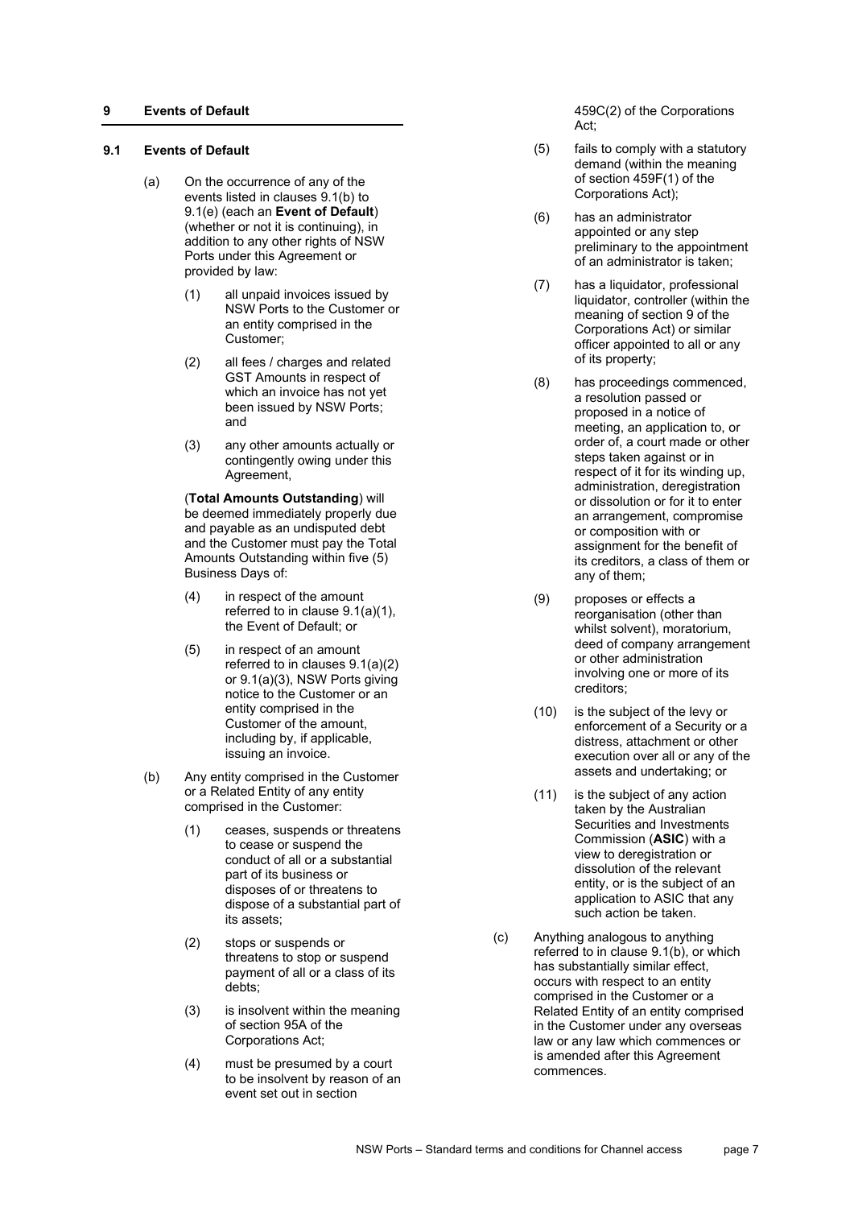## 9 Events of Default

### 9.1 Events of Default

(a) On the occurrence of any of the events listed in clauses 9.1(b) to 9.1(e) (each an **Event of Default**) (whether or not it is continuing), in addition to any other rights of NSW Ports under this Agreement or provided by law:

(1) all unpaid invoices issued by NSW Ports to the Customer or an entity comprised in the Customer;

(2) all fees / charges and related GST Amounts in respect of which an invoice has not yet been issued by NSW Ports; and

(3) any other amounts actually or contingently owing under this Agreement,

(**Total Amounts Outstanding**) will be deemed immediately properly due and payable as an undisputed debt and the Customer must pay the Total Amounts Outstanding within five (5) Business Days of:

(4) in respect of the amount referred to in clause 9.1(a)(1), the Event of Default; or

(5) in respect of an amount referred to in clauses 9.1(a)(2) or 9.1(a)(3), NSW Ports giving notice to the Customer or an entity comprised in the Customer of the amount, including by, if applicable, issuing an invoice.

(b) Any entity comprised in the Customer or a Related Entity of any entity comprised in the Customer:

(1) ceases, suspends or threatens to cease or suspend the conduct of all or a substantial part of its business or disposes of or threatens to dispose of a substantial part of its assets;

(2) stops or suspends or threatens to stop or suspend payment of all or a class of its debts;

(3) is insolvent within the meaning of section 95A of the Corporations Act;

(4) must be presumed by a court to be insolvent by reason of an event set out in section 459C(2) of the Corporations Act;

(5) fails to comply with a statutory demand (within the meaning of section 459F(1) of the Corporations Act);

(6) has an administrator appointed or any step preliminary to the appointment of an administrator is taken;

(7) has a liquidator, professional liquidator, controller (within the meaning of section 9 of the Corporations Act) or similar officer appointed to all or any of its property;

(8) has proceedings commenced, a resolution passed or proposed in a notice of meeting, an application to, or order of, a court made or other steps taken against or in respect of it for its winding up, administration, deregistration or dissolution or for it to enter an arrangement, compromise or composition with or assignment for the benefit of its creditors, a class of them or any of them;

(9) proposes or effects a reorganisation (other than whilst solvent), moratorium, deed of company arrangement or other administration involving one or more of its creditors;

(10) is the subject of the levy or enforcement of a Security or a distress, attachment or other execution over all or any of the assets and undertaking; or

(11) is the subject of any action taken by the Australian Securities and Investments Commission (**ASIC**) with a view to deregistration or dissolution of the relevant entity, or is the subject of an application to ASIC that any such action be taken.

(c) Anything analogous to anything referred to in clause 9.1(b), or which has substantially similar effect, occurs with respect to an entity comprised in the Customer or a Related Entity of an entity comprised in the Customer under any overseas law or any law which commences or is amended after this Agreement commences.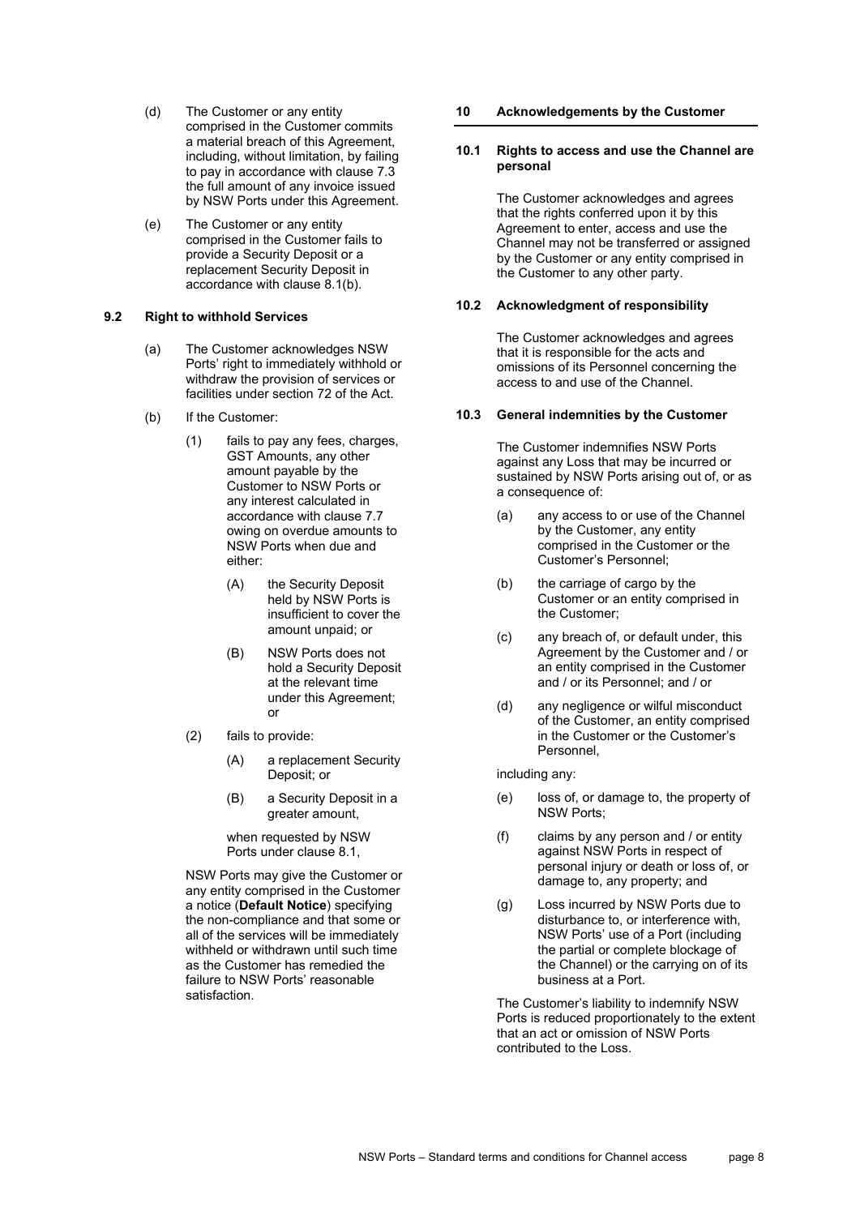(d) The Customer or any entity comprised in the Customer commits a material breach of this Agreement, including, without limitation, by failing to pay in accordance with clause 7.3 the full amount of any invoice issued by NSW Ports under this Agreement.

(e) The Customer or any entity comprised in the Customer fails to provide a Security Deposit or a replacement Security Deposit in accordance with clause 8.1(b).

### 9.2 Right to withhold Services

(a) The Customer acknowledges NSW Ports' right to immediately withhold or withdraw the provision of services or facilities under section 72 of the Act.

(b) If the Customer:

(1) fails to pay any fees, charges, GST Amounts, any other amount payable by the Customer to NSW Ports or any interest calculated in accordance with clause 7.7 owing on overdue amounts to NSW Ports when due and either:

(A) the Security Deposit held by NSW Ports is insufficient to cover the amount unpaid; or

(B) NSW Ports does not hold a Security Deposit at the relevant time under this Agreement; or

(2) fails to provide:

(A) a replacement Security Deposit; or

(B) a Security Deposit in a greater amount,

when requested by NSW Ports under clause 8.1,

NSW Ports may give the Customer or any entity comprised in the Customer a notice (**Default Notice**) specifying the non-compliance and that some or all of the services will be immediately withheld or withdrawn until such time as the Customer has remedied the failure to NSW Ports' reasonable satisfaction.

## 10 Acknowledgements by the Customer

### 10.1 Rights to access and use the Channel are personal

The Customer acknowledges and agrees that the rights conferred upon it by this Agreement to enter, access and use the Channel may not be transferred or assigned by the Customer or any entity comprised in the Customer to any other party.

### 10.2 Acknowledgment of responsibility

The Customer acknowledges and agrees that it is responsible for the acts and omissions of its Personnel concerning the access to and use of the Channel.

### 10.3 General indemnities by the Customer

The Customer indemnifies NSW Ports against any Loss that may be incurred or sustained by NSW Ports arising out of, or as a consequence of:

(a) any access to or use of the Channel by the Customer, any entity comprised in the Customer or the Customer's Personnel;

(b) the carriage of cargo by the Customer or an entity comprised in the Customer;

(c) any breach of, or default under, this Agreement by the Customer and / or an entity comprised in the Customer and / or its Personnel; and / or

(d) any negligence or wilful misconduct of the Customer, an entity comprised in the Customer or the Customer's Personnel,

including any:

(e) loss of, or damage to, the property of NSW Ports;

(f) claims by any person and / or entity against NSW Ports in respect of personal injury or death or loss of, or damage to, any property; and

(g) Loss incurred by NSW Ports due to disturbance to, or interference with, NSW Ports' use of a Port (including the partial or complete blockage of the Channel) or the carrying on of its business at a Port.

The Customer's liability to indemnify NSW Ports is reduced proportionately to the extent that an act or omission of NSW Ports contributed to the Loss.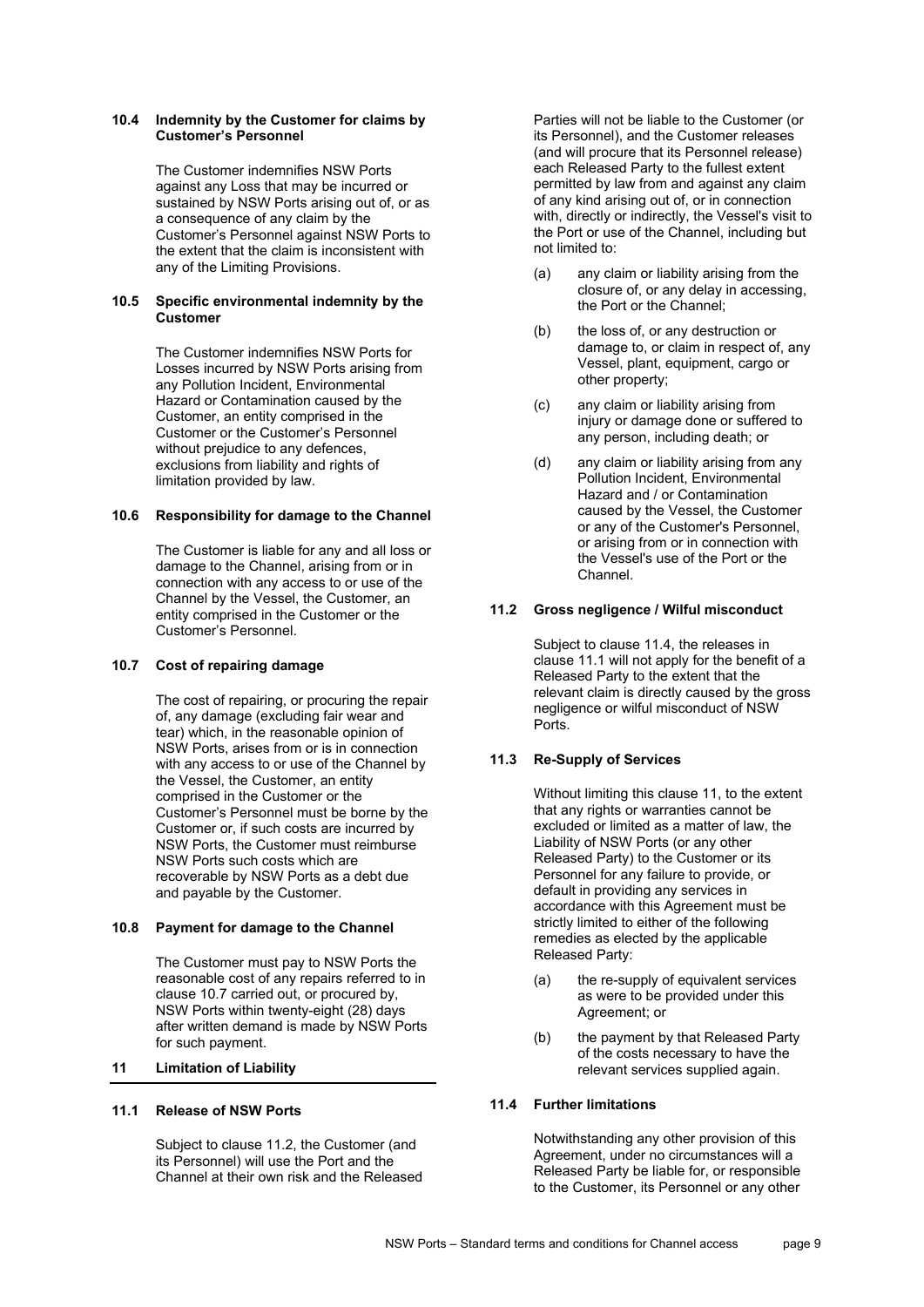### 10.4 Indemnity by the Customer for claims by Customer's Personnel

The Customer indemnifies NSW Ports against any Loss that may be incurred or sustained by NSW Ports arising out of, or as a consequence of any claim by the Customer's Personnel against NSW Ports to the extent that the claim is inconsistent with any of the Limiting Provisions.

### 10.5 Specific environmental indemnity by the Customer

The Customer indemnifies NSW Ports for Losses incurred by NSW Ports arising from any Pollution Incident, Environmental Hazard or Contamination caused by the Customer, an entity comprised in the Customer or the Customer's Personnel without prejudice to any defences, exclusions from liability and rights of limitation provided by law.

### 10.6 Responsibility for damage to the Channel

The Customer is liable for any and all loss or damage to the Channel, arising from or in connection with any access to or use of the Channel by the Vessel, the Customer, an entity comprised in the Customer or the Customer's Personnel.

### 10.7 Cost of repairing damage

The cost of repairing, or procuring the repair of, any damage (excluding fair wear and tear) which, in the reasonable opinion of NSW Ports, arises from or is in connection with any access to or use of the Channel by the Vessel, the Customer, an entity comprised in the Customer or the Customer's Personnel must be borne by the Customer or, if such costs are incurred by NSW Ports, the Customer must reimburse NSW Ports such costs which are recoverable by NSW Ports as a debt due and payable by the Customer.

### 10.8 Payment for damage to the Channel

The Customer must pay to NSW Ports the reasonable cost of any repairs referred to in clause 10.7 carried out, or procured by, NSW Ports within twenty-eight (28) days after written demand is made by NSW Ports for such payment.

## 11 Limitation of Liability

### 11.1 Release of NSW Ports

Subject to clause 11.2, the Customer (and its Personnel) will use the Port and the Channel at their own risk and the Released Parties will not be liable to the Customer (or its Personnel), and the Customer releases (and will procure that its Personnel release) each Released Party to the fullest extent permitted by law from and against any claim of any kind arising out of, or in connection with, directly or indirectly, the Vessel's visit to the Port or use of the Channel, including but not limited to:

(a) any claim or liability arising from the closure of, or any delay in accessing, the Port or the Channel;

(b) the loss of, or any destruction or damage to, or claim in respect of, any Vessel, plant, equipment, cargo or other property;

(c) any claim or liability arising from injury or damage done or suffered to any person, including death; or

(d) any claim or liability arising from any Pollution Incident, Environmental Hazard and / or Contamination caused by the Vessel, the Customer or any of the Customer's Personnel, or arising from or in connection with the Vessel's use of the Port or the Channel.

### 11.2 Gross negligence / Wilful misconduct

Subject to clause 11.4, the releases in clause 11.1 will not apply for the benefit of a Released Party to the extent that the relevant claim is directly caused by the gross negligence or wilful misconduct of NSW Ports.

### 11.3 Re-Supply of Services

Without limiting this clause 11, to the extent that any rights or warranties cannot be excluded or limited as a matter of law, the Liability of NSW Ports (or any other Released Party) to the Customer or its Personnel for any failure to provide, or default in providing any services in accordance with this Agreement must be strictly limited to either of the following remedies as elected by the applicable Released Party:

(a) the re-supply of equivalent services as were to be provided under this Agreement; or

(b) the payment by that Released Party of the costs necessary to have the relevant services supplied again.

### 11.4 Further limitations

Notwithstanding any other provision of this Agreement, under no circumstances will a Released Party be liable for, or responsible to the Customer, its Personnel or any other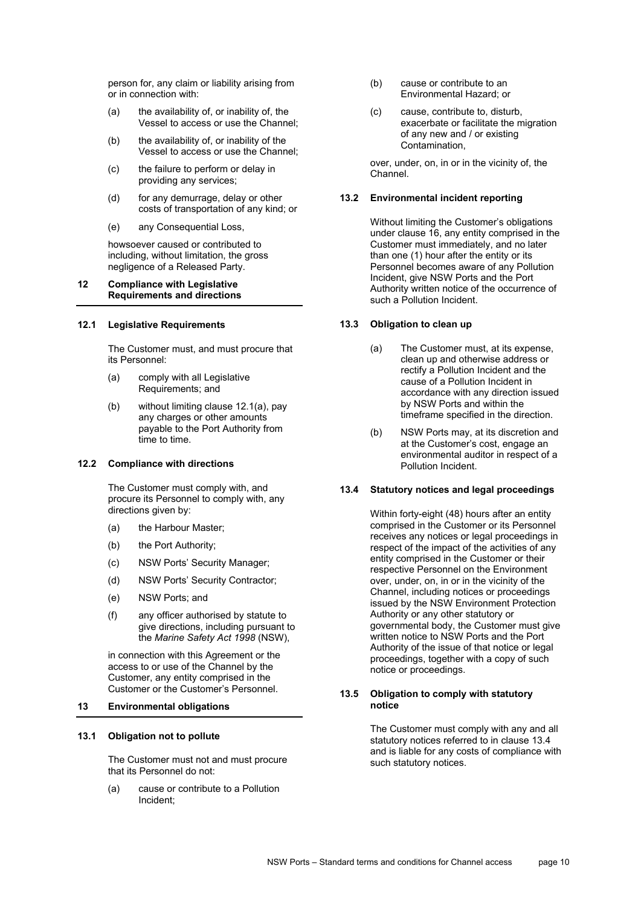person for, any claim or liability arising from or in connection with:

(a) the availability of, or inability of, the Vessel to access or use the Channel;

(b) the availability of, or inability of the Vessel to access or use the Channel;

(c) the failure to perform or delay in providing any services;

(d) for any demurrage, delay or other costs of transportation of any kind; or

(e) any Consequential Loss,

howsoever caused or contributed to including, without limitation, the gross negligence of a Released Party.

## 12 Compliance with Legislative Requirements and directions

### 12.1 Legislative Requirements

The Customer must, and must procure that its Personnel:

(a) comply with all Legislative Requirements; and

(b) without limiting clause 12.1(a), pay any charges or other amounts payable to the Port Authority from time to time.

### 12.2 Compliance with directions

The Customer must comply with, and procure its Personnel to comply with, any directions given by:

(a) the Harbour Master;

(b) the Port Authority;

(c) NSW Ports' Security Manager;

(d) NSW Ports' Security Contractor;

(e) NSW Ports; and

(f) any officer authorised by statute to give directions, including pursuant to the *Marine Safety Act 1998* (NSW),

in connection with this Agreement or the access to or use of the Channel by the Customer, any entity comprised in the Customer or the Customer's Personnel.

## 13 Environmental obligations

### 13.1 Obligation not to pollute

The Customer must not and must procure that its Personnel do not:

(a) cause or contribute to a Pollution Incident;

(b) cause or contribute to an Environmental Hazard; or

(c) cause, contribute to, disturb, exacerbate or facilitate the migration of any new and / or existing Contamination,

over, under, on, in or in the vicinity of, the Channel.

### 13.2 Environmental incident reporting

Without limiting the Customer's obligations under clause 16, any entity comprised in the Customer must immediately, and no later than one (1) hour after the entity or its Personnel becomes aware of any Pollution Incident, give NSW Ports and the Port Authority written notice of the occurrence of such a Pollution Incident.

### 13.3 Obligation to clean up

(a) The Customer must, at its expense, clean up and otherwise address or rectify a Pollution Incident and the cause of a Pollution Incident in accordance with any direction issued by NSW Ports and within the timeframe specified in the direction.

(b) NSW Ports may, at its discretion and at the Customer's cost, engage an environmental auditor in respect of a Pollution Incident.

### 13.4 Statutory notices and legal proceedings

Within forty-eight (48) hours after an entity comprised in the Customer or its Personnel receives any notices or legal proceedings in respect of the impact of the activities of any entity comprised in the Customer or their respective Personnel on the Environment over, under, on, in or in the vicinity of the Channel, including notices or proceedings issued by the NSW Environment Protection Authority or any other statutory or governmental body, the Customer must give written notice to NSW Ports and the Port Authority of the issue of that notice or legal proceedings, together with a copy of such notice or proceedings.

### 13.5 Obligation to comply with statutory notice

The Customer must comply with any and all statutory notices referred to in clause 13.4 and is liable for any costs of compliance with such statutory notices.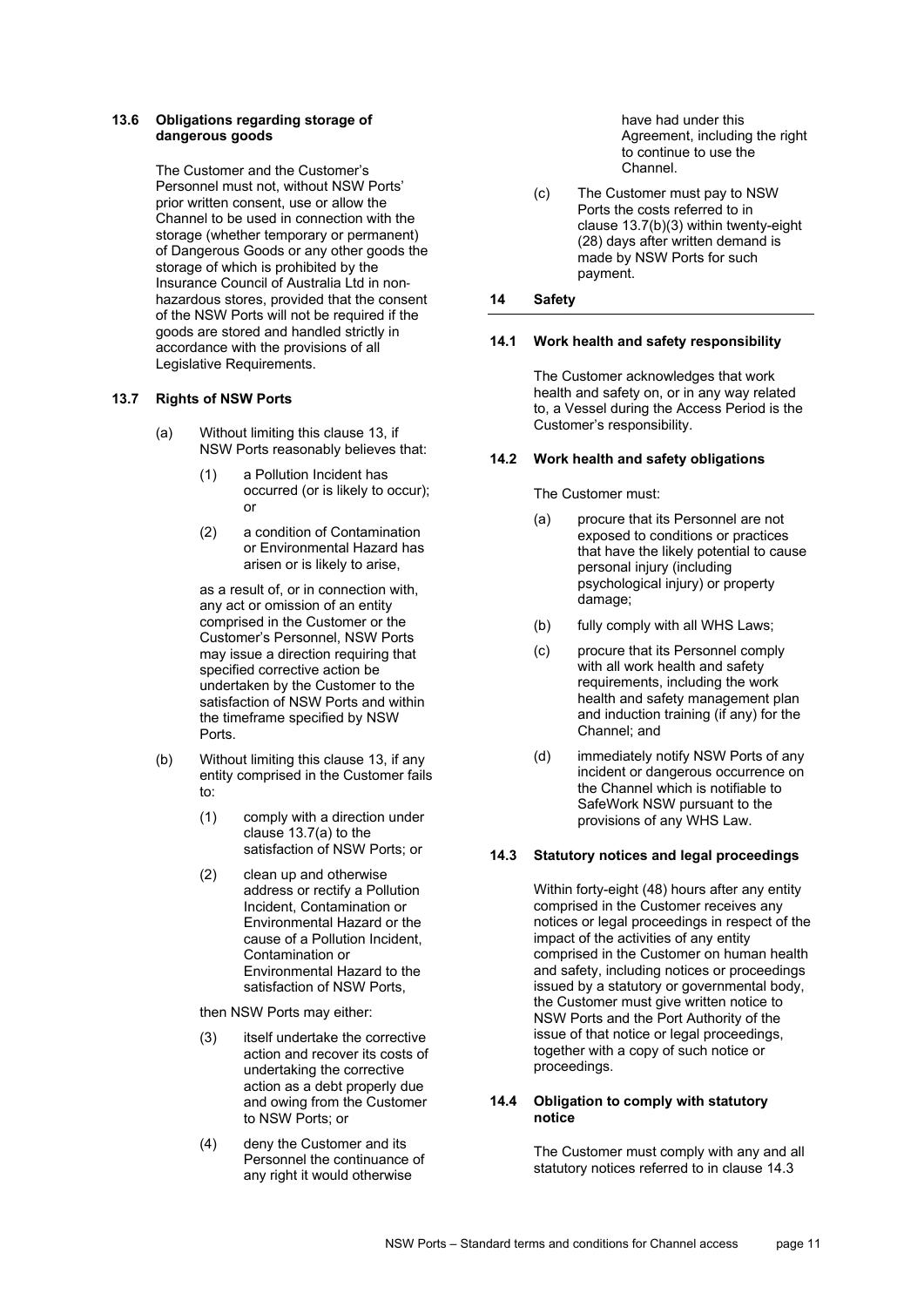### 13.6 Obligations regarding storage of dangerous goods

The Customer and the Customer's Personnel must not, without NSW Ports' prior written consent, use or allow the Channel to be used in connection with the storage (whether temporary or permanent) of Dangerous Goods or any other goods the storage of which is prohibited by the Insurance Council of Australia Ltd in non-hazardous stores, provided that the consent of the NSW Ports will not be required if the goods are stored and handled strictly in accordance with the provisions of all Legislative Requirements.

### 13.7 Rights of NSW Ports

(a) Without limiting this clause 13, if NSW Ports reasonably believes that:

(1) a Pollution Incident has occurred (or is likely to occur); or

(2) a condition of Contamination or Environmental Hazard has arisen or is likely to arise,

as a result of, or in connection with, any act or omission of an entity comprised in the Customer or the Customer's Personnel, NSW Ports may issue a direction requiring that specified corrective action be undertaken by the Customer to the satisfaction of NSW Ports and within the timeframe specified by NSW Ports.

(b) Without limiting this clause 13, if any entity comprised in the Customer fails to:

(1) comply with a direction under clause 13.7(a) to the satisfaction of NSW Ports; or

(2) clean up and otherwise address or rectify a Pollution Incident, Contamination or Environmental Hazard or the cause of a Pollution Incident, Contamination or Environmental Hazard to the satisfaction of NSW Ports,

then NSW Ports may either:

(3) itself undertake the corrective action and recover its costs of undertaking the corrective action as a debt properly due and owing from the Customer to NSW Ports; or

(4) deny the Customer and its Personnel the continuance of any right it would otherwise have had under this Agreement, including the right to continue to use the Channel.

(c) The Customer must pay to NSW Ports the costs referred to in clause 13.7(b)(3) within twenty-eight (28) days after written demand is made by NSW Ports for such payment.

## 14 Safety

### 14.1 Work health and safety responsibility

The Customer acknowledges that work health and safety on, or in any way related to, a Vessel during the Access Period is the Customer's responsibility.

### 14.2 Work health and safety obligations

The Customer must:

(a) procure that its Personnel are not exposed to conditions or practices that have the likely potential to cause personal injury (including psychological injury) or property damage;

(b) fully comply with all WHS Laws;

(c) procure that its Personnel comply with all work health and safety requirements, including the work health and safety management plan and induction training (if any) for the Channel; and

(d) immediately notify NSW Ports of any incident or dangerous occurrence on the Channel which is notifiable to SafeWork NSW pursuant to the provisions of any WHS Law.

### 14.3 Statutory notices and legal proceedings

Within forty-eight (48) hours after any entity comprised in the Customer receives any notices or legal proceedings in respect of the impact of the activities of any entity comprised in the Customer on human health and safety, including notices or proceedings issued by a statutory or governmental body, the Customer must give written notice to NSW Ports and the Port Authority of the issue of that notice or legal proceedings, together with a copy of such notice or proceedings.

### 14.4 Obligation to comply with statutory notice

The Customer must comply with any and all statutory notices referred to in clause 14.3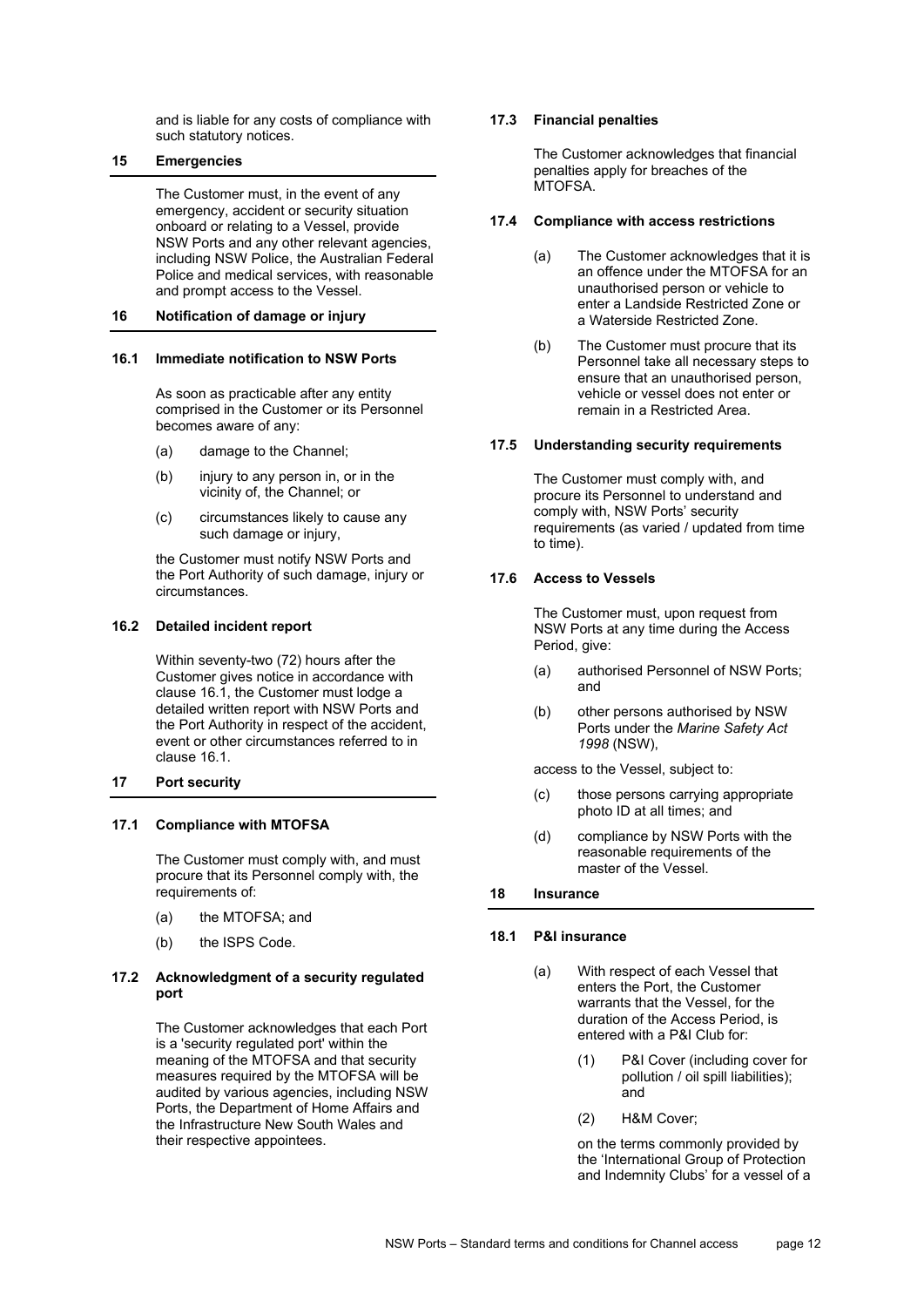and is liable for any costs of compliance with such statutory notices.

## 15 Emergencies

The Customer must, in the event of any emergency, accident or security situation onboard or relating to a Vessel, provide NSW Ports and any other relevant agencies, including NSW Police, the Australian Federal Police and medical services, with reasonable and prompt access to the Vessel.

## 16 Notification of damage or injury

### 16.1 Immediate notification to NSW Ports

As soon as practicable after any entity comprised in the Customer or its Personnel becomes aware of any:

(a) damage to the Channel;

(b) injury to any person in, or in the vicinity of, the Channel; or

(c) circumstances likely to cause any such damage or injury,

the Customer must notify NSW Ports and the Port Authority of such damage, injury or circumstances.

### 16.2 Detailed incident report

Within seventy-two (72) hours after the Customer gives notice in accordance with clause 16.1, the Customer must lodge a detailed written report with NSW Ports and the Port Authority in respect of the accident, event or other circumstances referred to in clause 16.1.

## 17 Port security

### 17.1 Compliance with MTOFSA

The Customer must comply with, and must procure that its Personnel comply with, the requirements of:

(a) the MTOFSA; and

(b) the ISPS Code.

### 17.2 Acknowledgment of a security regulated port

The Customer acknowledges that each Port is a 'security regulated port' within the meaning of the MTOFSA and that security measures required by the MTOFSA will be audited by various agencies, including NSW Ports, the Department of Home Affairs and the Infrastructure New South Wales and their respective appointees.

### 17.3 Financial penalties

The Customer acknowledges that financial penalties apply for breaches of the MTOFSA.

### 17.4 Compliance with access restrictions

(a) The Customer acknowledges that it is an offence under the MTOFSA for an unauthorised person or vehicle to enter a Landside Restricted Zone or a Waterside Restricted Zone.

(b) The Customer must procure that its Personnel take all necessary steps to ensure that an unauthorised person, vehicle or vessel does not enter or remain in a Restricted Area.

### 17.5 Understanding security requirements

The Customer must comply with, and procure its Personnel to understand and comply with, NSW Ports' security requirements (as varied / updated from time to time).

### 17.6 Access to Vessels

The Customer must, upon request from NSW Ports at any time during the Access Period, give:

(a) authorised Personnel of NSW Ports; and

(b) other persons authorised by NSW Ports under the *Marine Safety Act 1998* (NSW),

access to the Vessel, subject to:

(c) those persons carrying appropriate photo ID at all times; and

(d) compliance by NSW Ports with the reasonable requirements of the master of the Vessel.

## 18 Insurance

### 18.1 P&I insurance

(a) With respect of each Vessel that enters the Port, the Customer warrants that the Vessel, for the duration of the Access Period, is entered with a P&I Club for:

(1) P&I Cover (including cover for pollution / oil spill liabilities); and

(2) H&M Cover;

on the terms commonly provided by the 'International Group of Protection and Indemnity Clubs' for a vessel of a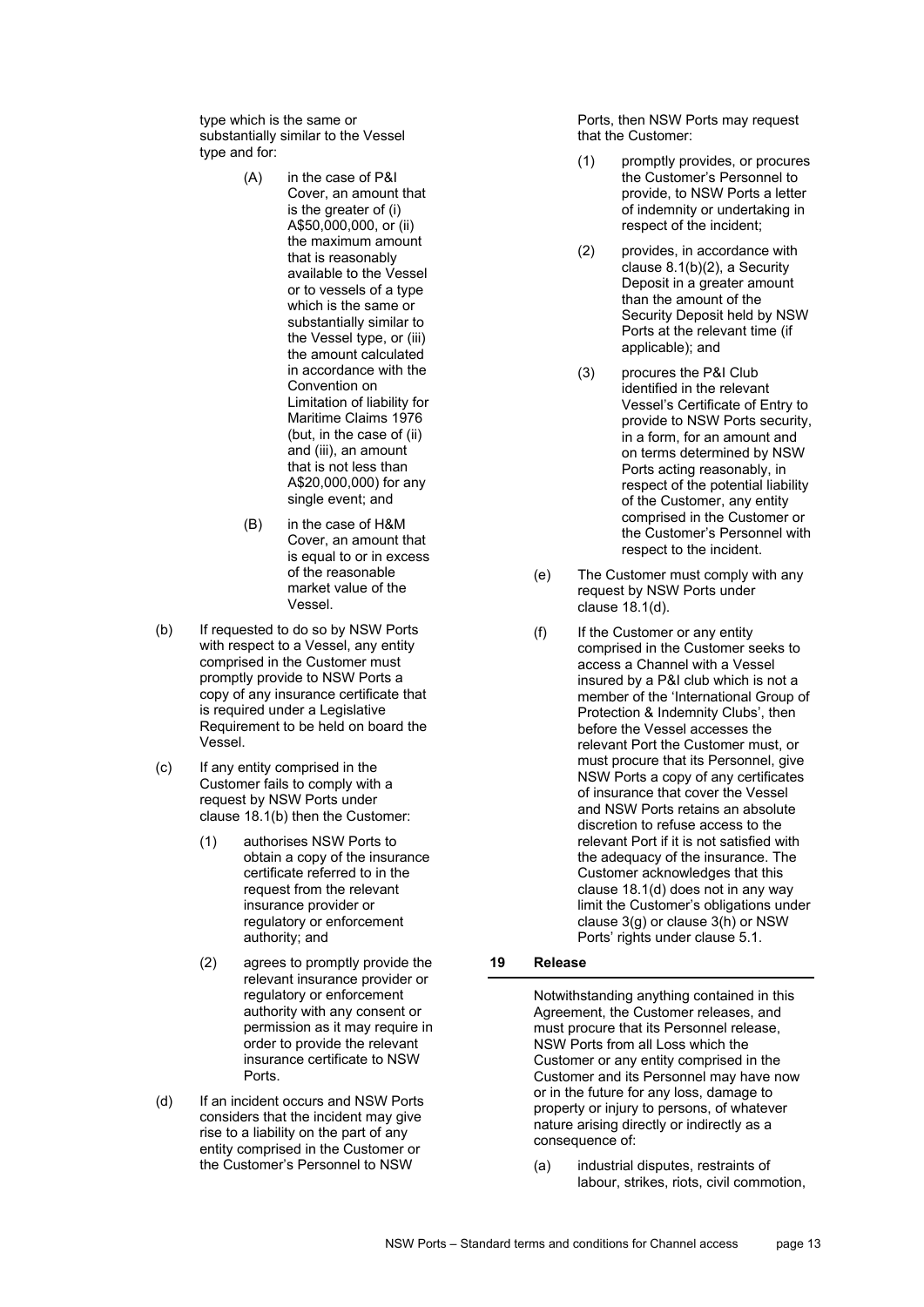type which is the same or substantially similar to the Vessel type and for:

(A) in the case of P&I Cover, an amount that is the greater of (i) A$50,000,000, or (ii) the maximum amount that is reasonably available to the Vessel or to vessels of a type which is the same or substantially similar to the Vessel type, or (iii) the amount calculated in accordance with the Convention on Limitation of liability for Maritime Claims 1976 (but, in the case of (ii) and (iii), an amount that is not less than A$20,000,000) for any single event; and

(B) in the case of H&M Cover, an amount that is equal to or in excess of the reasonable market value of the Vessel.

(b) If requested to do so by NSW Ports with respect to a Vessel, any entity comprised in the Customer must promptly provide to NSW Ports a copy of any insurance certificate that is required under a Legislative Requirement to be held on board the Vessel.

(c) If any entity comprised in the Customer fails to comply with a request by NSW Ports under clause 18.1(b) then the Customer:

(1) authorises NSW Ports to obtain a copy of the insurance certificate referred to in the request from the relevant insurance provider or regulatory or enforcement authority; and

(2) agrees to promptly provide the relevant insurance provider or regulatory or enforcement authority with any consent or permission as it may require in order to provide the relevant insurance certificate to NSW Ports.

(d) If an incident occurs and NSW Ports considers that the incident may give rise to a liability on the part of any entity comprised in the Customer or the Customer's Personnel to NSW Ports, then NSW Ports may request that the Customer:

(1) promptly provides, or procures the Customer's Personnel to provide, to NSW Ports a letter of indemnity or undertaking in respect of the incident;

(2) provides, in accordance with clause 8.1(b)(2), a Security Deposit in a greater amount than the amount of the Security Deposit held by NSW Ports at the relevant time (if applicable); and

(3) procures the P&I Club identified in the relevant Vessel's Certificate of Entry to provide to NSW Ports security, in a form, for an amount and on terms determined by NSW Ports acting reasonably, in respect of the potential liability of the Customer, any entity comprised in the Customer or the Customer's Personnel with respect to the incident.

(e) The Customer must comply with any request by NSW Ports under clause 18.1(d).

(f) If the Customer or any entity comprised in the Customer seeks to access a Channel with a Vessel insured by a P&I club which is not a member of the 'International Group of Protection & Indemnity Clubs', then before the Vessel accesses the relevant Port the Customer must, or must procure that its Personnel, give NSW Ports a copy of any certificates of insurance that cover the Vessel and NSW Ports retains an absolute discretion to refuse access to the relevant Port if it is not satisfied with the adequacy of the insurance. The Customer acknowledges that this clause 18.1(d) does not in any way limit the Customer's obligations under clause 3(g) or clause 3(h) or NSW Ports' rights under clause 5.1.

## 19 Release

Notwithstanding anything contained in this Agreement, the Customer releases, and must procure that its Personnel release, NSW Ports from all Loss which the Customer or any entity comprised in the Customer and its Personnel may have now or in the future for any loss, damage to property or injury to persons, of whatever nature arising directly or indirectly as a consequence of:

(a) industrial disputes, restraints of labour, strikes, riots, civil commotion,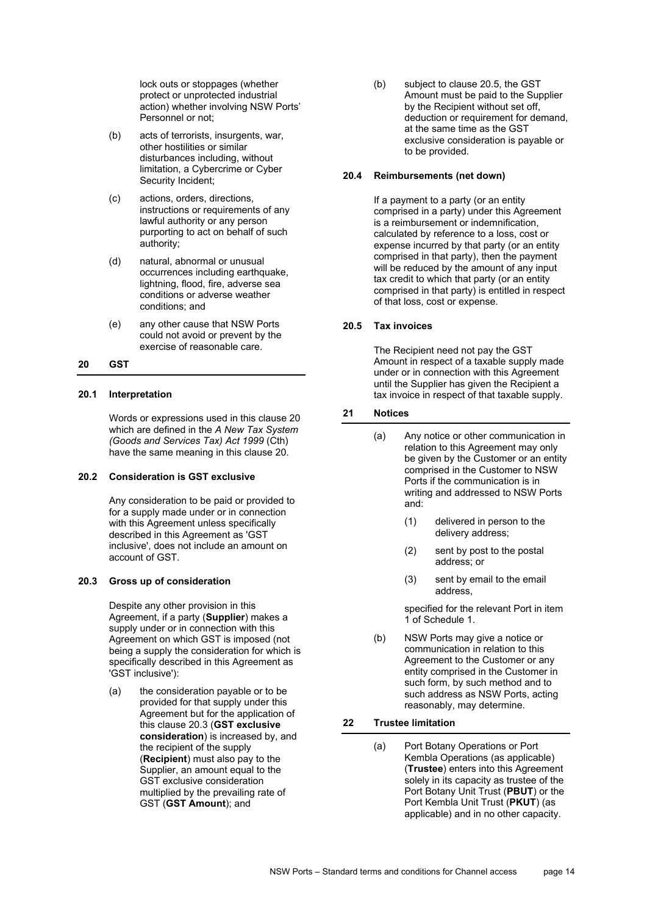lock outs or stoppages (whether protect or unprotected industrial action) whether involving NSW Ports' Personnel or not;

(b) acts of terrorists, insurgents, war, other hostilities or similar disturbances including, without limitation, a Cybercrime or Cyber Security Incident;

(c) actions, orders, directions, instructions or requirements of any lawful authority or any person purporting to act on behalf of such authority;

(d) natural, abnormal or unusual occurrences including earthquake, lightning, flood, fire, adverse sea conditions or adverse weather conditions; and

(e) any other cause that NSW Ports could not avoid or prevent by the exercise of reasonable care.

## 20 GST

### 20.1 Interpretation

Words or expressions used in this clause 20 which are defined in the *A New Tax System (Goods and Services Tax) Act 1999* (Cth) have the same meaning in this clause 20.

### 20.2 Consideration is GST exclusive

Any consideration to be paid or provided to for a supply made under or in connection with this Agreement unless specifically described in this Agreement as 'GST inclusive', does not include an amount on account of GST.

### 20.3 Gross up of consideration

Despite any other provision in this Agreement, if a party (**Supplier**) makes a supply under or in connection with this Agreement on which GST is imposed (not being a supply the consideration for which is specifically described in this Agreement as 'GST inclusive'):

(a) the consideration payable or to be provided for that supply under this Agreement but for the application of this clause 20.3 (**GST exclusive consideration**) is increased by, and the recipient of the supply (**Recipient**) must also pay to the Supplier, an amount equal to the GST exclusive consideration multiplied by the prevailing rate of GST (**GST Amount**); and

(b) subject to clause 20.5, the GST Amount must be paid to the Supplier by the Recipient without set off, deduction or requirement for demand, at the same time as the GST exclusive consideration is payable or to be provided.

### 20.4 Reimbursements (net down)

If a payment to a party (or an entity comprised in a party) under this Agreement is a reimbursement or indemnification, calculated by reference to a loss, cost or expense incurred by that party (or an entity comprised in that party), then the payment will be reduced by the amount of any input tax credit to which that party (or an entity comprised in that party) is entitled in respect of that loss, cost or expense.

### 20.5 Tax invoices

The Recipient need not pay the GST Amount in respect of a taxable supply made under or in connection with this Agreement until the Supplier has given the Recipient a tax invoice in respect of that taxable supply.

## 21 Notices

(a) Any notice or other communication in relation to this Agreement may only be given by the Customer or an entity comprised in the Customer to NSW Ports if the communication is in writing and addressed to NSW Ports and:

(1) delivered in person to the delivery address;

(2) sent by post to the postal address; or

(3) sent by email to the email address,

specified for the relevant Port in item 1 of Schedule 1.

(b) NSW Ports may give a notice or communication in relation to this Agreement to the Customer or any entity comprised in the Customer in such form, by such method and to such address as NSW Ports, acting reasonably, may determine.

## 22 Trustee limitation

(a) Port Botany Operations or Port Kembla Operations (as applicable) (**Trustee**) enters into this Agreement solely in its capacity as trustee of the Port Botany Unit Trust (**PBUT**) or the Port Kembla Unit Trust (**PKUT**) (as applicable) and in no other capacity.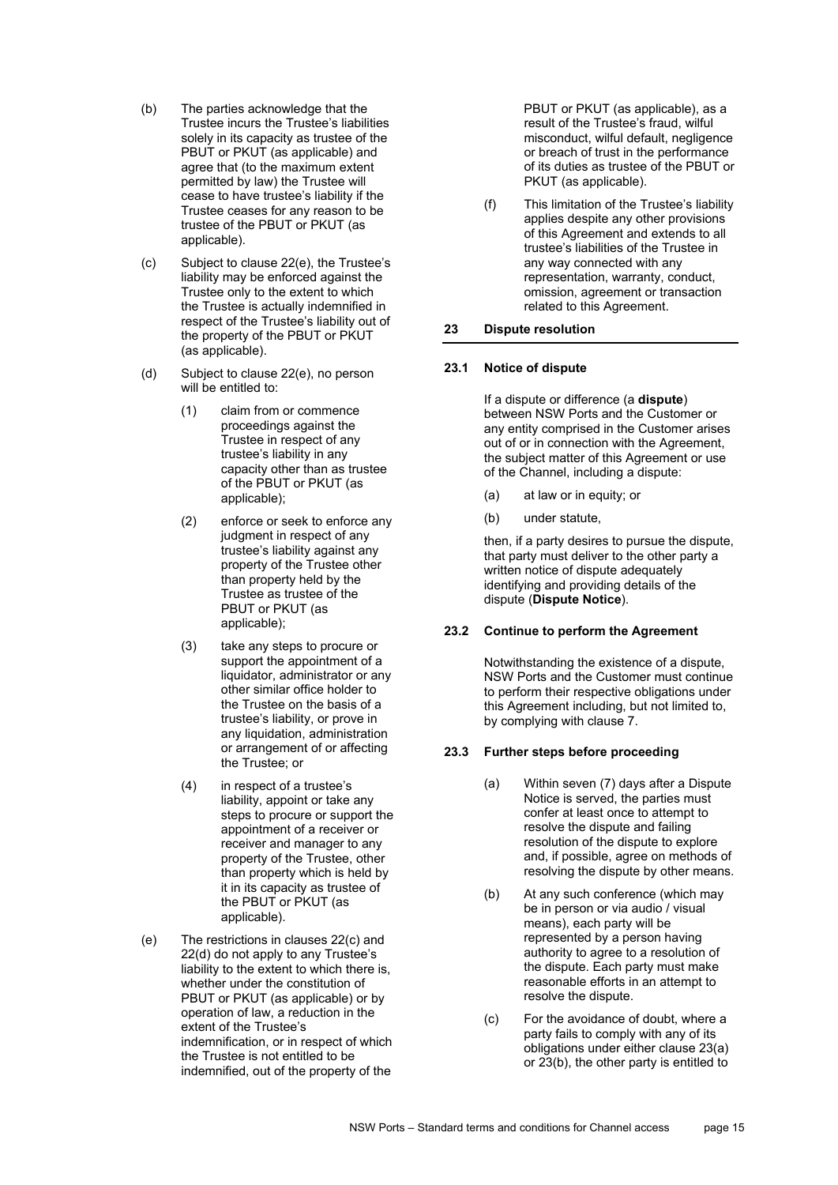(b) The parties acknowledge that the Trustee incurs the Trustee's liabilities solely in its capacity as trustee of the PBUT or PKUT (as applicable) and agree that (to the maximum extent permitted by law) the Trustee will cease to have trustee's liability if the Trustee ceases for any reason to be trustee of the PBUT or PKUT (as applicable).

(c) Subject to clause 22(e), the Trustee's liability may be enforced against the Trustee only to the extent to which the Trustee is actually indemnified in respect of the Trustee's liability out of the property of the PBUT or PKUT (as applicable).

(d) Subject to clause 22(e), no person will be entitled to:

(1) claim from or commence proceedings against the Trustee in respect of any trustee's liability in any capacity other than as trustee of the PBUT or PKUT (as applicable);

(2) enforce or seek to enforce any judgment in respect of any trustee's liability against any property of the Trustee other than property held by the Trustee as trustee of the PBUT or PKUT (as applicable);

(3) take any steps to procure or support the appointment of a liquidator, administrator or any other similar office holder to the Trustee on the basis of a trustee's liability, or prove in any liquidation, administration or arrangement of or affecting the Trustee; or

(4) in respect of a trustee's liability, appoint or take any steps to procure or support the appointment of a receiver or receiver and manager to any property of the Trustee, other than property which is held by it in its capacity as trustee of the PBUT or PKUT (as applicable).

(e) The restrictions in clauses 22(c) and 22(d) do not apply to any Trustee's liability to the extent to which there is, whether under the constitution of PBUT or PKUT (as applicable) or by operation of law, a reduction in the extent of the Trustee's indemnification, or in respect of which the Trustee is not entitled to be indemnified, out of the property of the PBUT or PKUT (as applicable), as a result of the Trustee's fraud, wilful misconduct, wilful default, negligence or breach of trust in the performance of its duties as trustee of the PBUT or PKUT (as applicable).

(f) This limitation of the Trustee's liability applies despite any other provisions of this Agreement and extends to all trustee's liabilities of the Trustee in any way connected with any representation, warranty, conduct, omission, agreement or transaction related to this Agreement.

## 23 Dispute resolution

### 23.1 Notice of dispute

If a dispute or difference (a **dispute**) between NSW Ports and the Customer or any entity comprised in the Customer arises out of or in connection with the Agreement, the subject matter of this Agreement or use of the Channel, including a dispute:

(a) at law or in equity; or

(b) under statute,

then, if a party desires to pursue the dispute, that party must deliver to the other party a written notice of dispute adequately identifying and providing details of the dispute (**Dispute Notice**).

### 23.2 Continue to perform the Agreement

Notwithstanding the existence of a dispute, NSW Ports and the Customer must continue to perform their respective obligations under this Agreement including, but not limited to, by complying with clause 7.

### 23.3 Further steps before proceeding

(a) Within seven (7) days after a Dispute Notice is served, the parties must confer at least once to attempt to resolve the dispute and failing resolution of the dispute to explore and, if possible, agree on methods of resolving the dispute by other means.

(b) At any such conference (which may be in person or via audio / visual means), each party will be represented by a person having authority to agree to a resolution of the dispute. Each party must make reasonable efforts in an attempt to resolve the dispute.

(c) For the avoidance of doubt, where a party fails to comply with any of its obligations under either clause 23(a) or 23(b), the other party is entitled to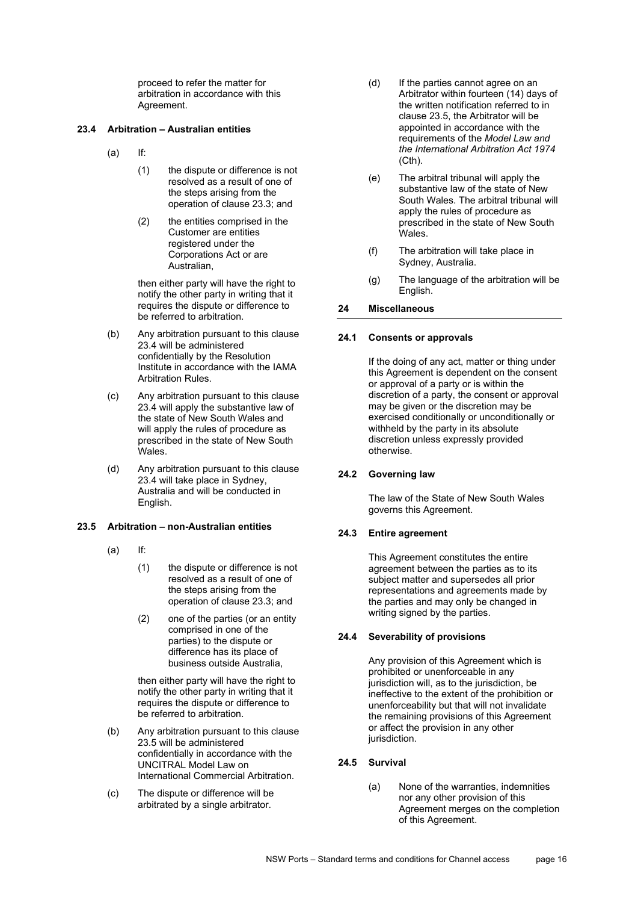proceed to refer the matter for arbitration in accordance with this Agreement.

### 23.4 Arbitration – Australian entities

(a) If:

(1) the dispute or difference is not resolved as a result of one of the steps arising from the operation of clause 23.3; and

(2) the entities comprised in the Customer are entities registered under the Corporations Act or are Australian,

then either party will have the right to notify the other party in writing that it requires the dispute or difference to be referred to arbitration.

(b) Any arbitration pursuant to this clause 23.4 will be administered confidentially by the Resolution Institute in accordance with the IAMA Arbitration Rules.

(c) Any arbitration pursuant to this clause 23.4 will apply the substantive law of the state of New South Wales and will apply the rules of procedure as prescribed in the state of New South Wales.

(d) Any arbitration pursuant to this clause 23.4 will take place in Sydney, Australia and will be conducted in English.

### 23.5 Arbitration – non-Australian entities

(a) If:

(1) the dispute or difference is not resolved as a result of one of the steps arising from the operation of clause 23.3; and

(2) one of the parties (or an entity comprised in one of the parties) to the dispute or difference has its place of business outside Australia,

then either party will have the right to notify the other party in writing that it requires the dispute or difference to be referred to arbitration.

(b) Any arbitration pursuant to this clause 23.5 will be administered confidentially in accordance with the UNCITRAL Model Law on International Commercial Arbitration.

(c) The dispute or difference will be arbitrated by a single arbitrator.

(d) If the parties cannot agree on an Arbitrator within fourteen (14) days of the written notification referred to in clause 23.5, the Arbitrator will be appointed in accordance with the requirements of the *Model Law and the International Arbitration Act 1974* (Cth).

(e) The arbitral tribunal will apply the substantive law of the state of New South Wales. The arbitral tribunal will apply the rules of procedure as prescribed in the state of New South Wales.

(f) The arbitration will take place in Sydney, Australia.

(g) The language of the arbitration will be English.

## 24 Miscellaneous

### 24.1 Consents or approvals

If the doing of any act, matter or thing under this Agreement is dependent on the consent or approval of a party or is within the discretion of a party, the consent or approval may be given or the discretion may be exercised conditionally or unconditionally or withheld by the party in its absolute discretion unless expressly provided otherwise.

### 24.2 Governing law

The law of the State of New South Wales governs this Agreement.

### 24.3 Entire agreement

This Agreement constitutes the entire agreement between the parties as to its subject matter and supersedes all prior representations and agreements made by the parties and may only be changed in writing signed by the parties.

### 24.4 Severability of provisions

Any provision of this Agreement which is prohibited or unenforceable in any jurisdiction will, as to the jurisdiction, be ineffective to the extent of the prohibition or unenforceability but that will not invalidate the remaining provisions of this Agreement or affect the provision in any other jurisdiction.

### 24.5 Survival

(a) None of the warranties, indemnities nor any other provision of this Agreement merges on the completion of this Agreement.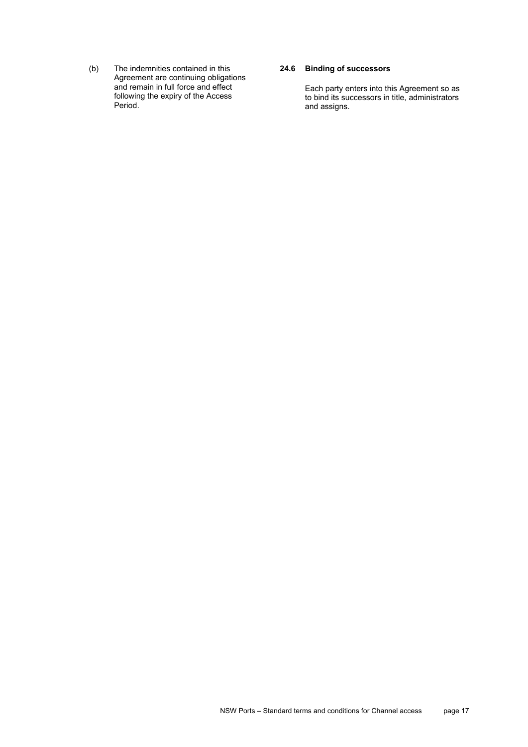(b) The indemnities contained in this Agreement are continuing obligations and remain in full force and effect following the expiry of the Access Period.

### 24.6 Binding of successors

Each party enters into this Agreement so as to bind its successors in title, administrators and assigns.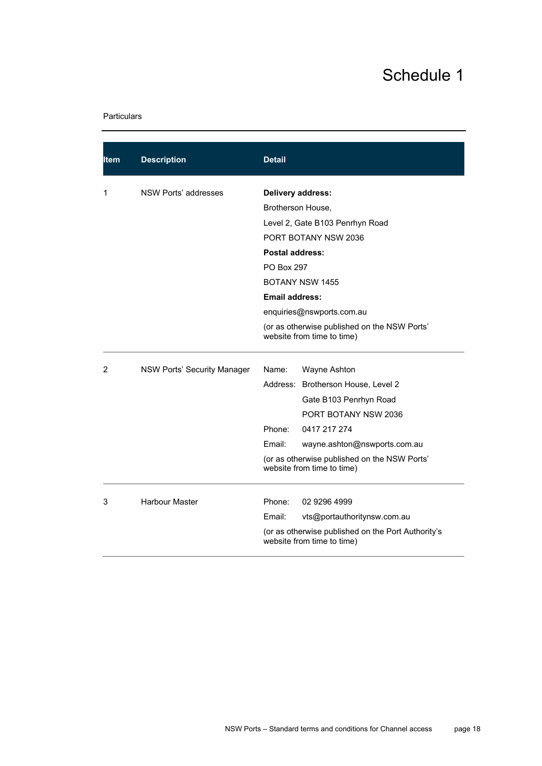# Schedule 1

Particulars

| Item | Description | Detail |
|---|---|---|
| 1 | NSW Ports' addresses | **Delivery address:**<br>Brotherson House,<br>Level 2, Gate B103 Penrhyn Road<br>PORT BOTANY NSW 2036<br>**Postal address:**<br>PO Box 297<br>BOTANY NSW 1455<br>**Email address:**<br>enquiries@nswports.com.au<br>(or as otherwise published on the NSW Ports' website from time to time) |
| 2 | NSW Ports' Security Manager | Name: Wayne Ashton<br>Address: Brotherson House, Level 2<br>Gate B103 Penrhyn Road<br>PORT BOTANY NSW 2036<br>Phone: 0417 217 274<br>Email: wayne.ashton@nswports.com.au<br>(or as otherwise published on the NSW Ports' website from time to time) |
| 3 | Harbour Master | Phone: 02 9296 4999<br>Email: vts@portauthoritynsw.com.au<br>(or as otherwise published on the Port Authority's website from time to time) |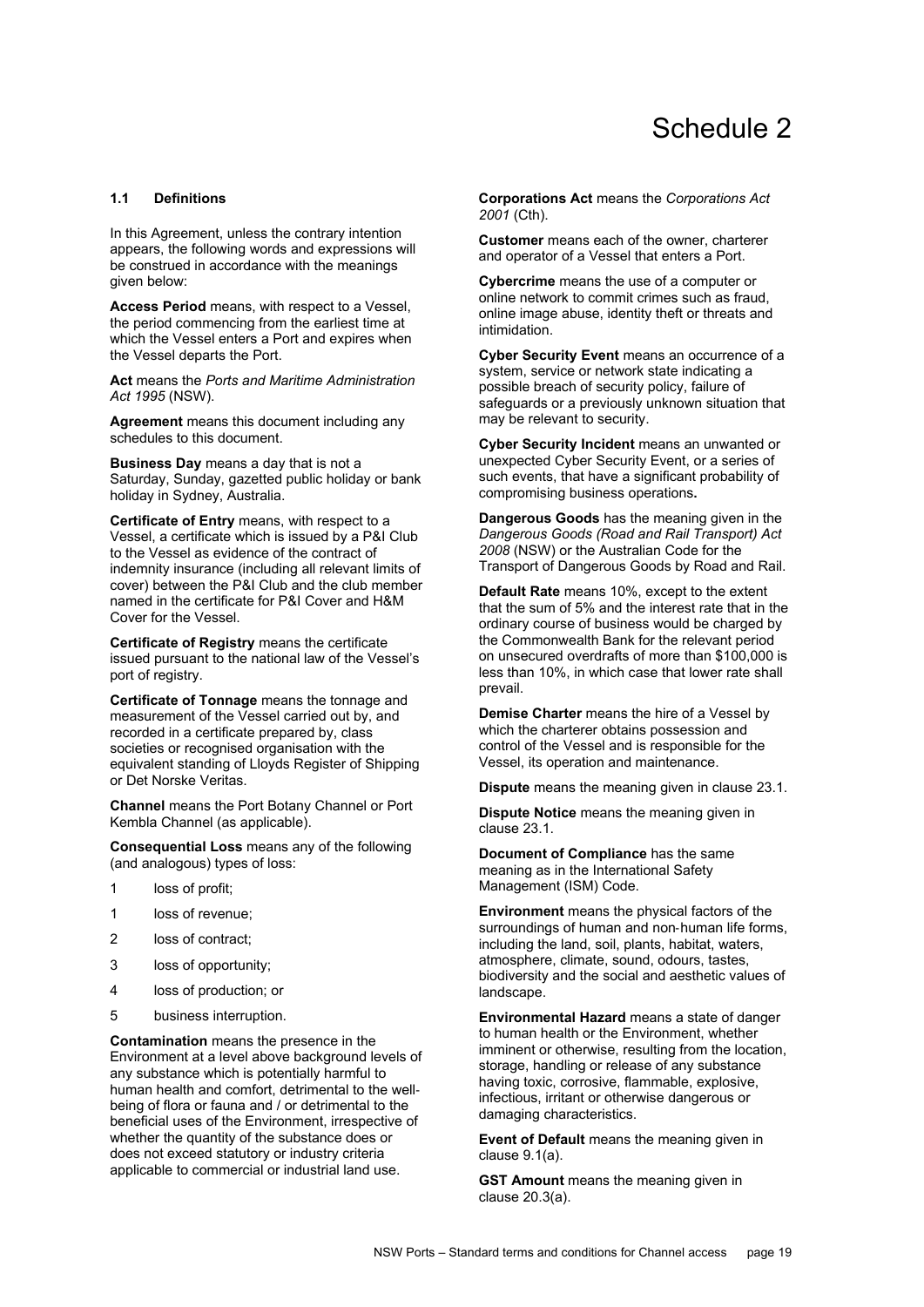# Schedule 2

### 1.1 Definitions

In this Agreement, unless the contrary intention appears, the following words and expressions will be construed in accordance with the meanings given below:

**Access Period** means, with respect to a Vessel, the period commencing from the earliest time at which the Vessel enters a Port and expires when the Vessel departs the Port.

**Act** means the *Ports and Maritime Administration Act 1995* (NSW).

**Agreement** means this document including any schedules to this document.

**Business Day** means a day that is not a Saturday, Sunday, gazetted public holiday or bank holiday in Sydney, Australia.

**Certificate of Entry** means, with respect to a Vessel, a certificate which is issued by a P&I Club to the Vessel as evidence of the contract of indemnity insurance (including all relevant limits of cover) between the P&I Club and the club member named in the certificate for P&I Cover and H&M Cover for the Vessel.

**Certificate of Registry** means the certificate issued pursuant to the national law of the Vessel's port of registry.

**Certificate of Tonnage** means the tonnage and measurement of the Vessel carried out by, and recorded in a certificate prepared by, class societies or recognised organisation with the equivalent standing of Lloyds Register of Shipping or Det Norske Veritas.

**Channel** means the Port Botany Channel or Port Kembla Channel (as applicable).

**Consequential Loss** means any of the following (and analogous) types of loss:

1 loss of profit;

1 loss of revenue;

2 loss of contract;

3 loss of opportunity;

4 loss of production; or

5 business interruption.

**Contamination** means the presence in the Environment at a level above background levels of any substance which is potentially harmful to human health and comfort, detrimental to the well-being of flora or fauna and / or detrimental to the beneficial uses of the Environment, irrespective of whether the quantity of the substance does or does not exceed statutory or industry criteria applicable to commercial or industrial land use.

**Corporations Act** means the *Corporations Act 2001* (Cth).

**Customer** means each of the owner, charterer and operator of a Vessel that enters a Port.

**Cybercrime** means the use of a computer or online network to commit crimes such as fraud, online image abuse, identity theft or threats and intimidation.

**Cyber Security Event** means an occurrence of a system, service or network state indicating a possible breach of security policy, failure of safeguards or a previously unknown situation that may be relevant to security.

**Cyber Security Incident** means an unwanted or unexpected Cyber Security Event, or a series of such events, that have a significant probability of compromising business operations**.**

**Dangerous Goods** has the meaning given in the *Dangerous Goods (Road and Rail Transport) Act 2008* (NSW) or the Australian Code for the Transport of Dangerous Goods by Road and Rail.

**Default Rate** means 10%, except to the extent that the sum of 5% and the interest rate that in the ordinary course of business would be charged by the Commonwealth Bank for the relevant period on unsecured overdrafts of more than $100,000 is less than 10%, in which case that lower rate shall prevail.

**Demise Charter** means the hire of a Vessel by which the charterer obtains possession and control of the Vessel and is responsible for the Vessel, its operation and maintenance.

**Dispute** means the meaning given in clause 23.1.

**Dispute Notice** means the meaning given in clause 23.1.

**Document of Compliance** has the same meaning as in the International Safety Management (ISM) Code.

**Environment** means the physical factors of the surroundings of human and non-human life forms, including the land, soil, plants, habitat, waters, atmosphere, climate, sound, odours, tastes, biodiversity and the social and aesthetic values of landscape.

**Environmental Hazard** means a state of danger to human health or the Environment, whether imminent or otherwise, resulting from the location, storage, handling or release of any substance having toxic, corrosive, flammable, explosive, infectious, irritant or otherwise dangerous or damaging characteristics.

**Event of Default** means the meaning given in clause 9.1(a).

**GST Amount** means the meaning given in clause 20.3(a).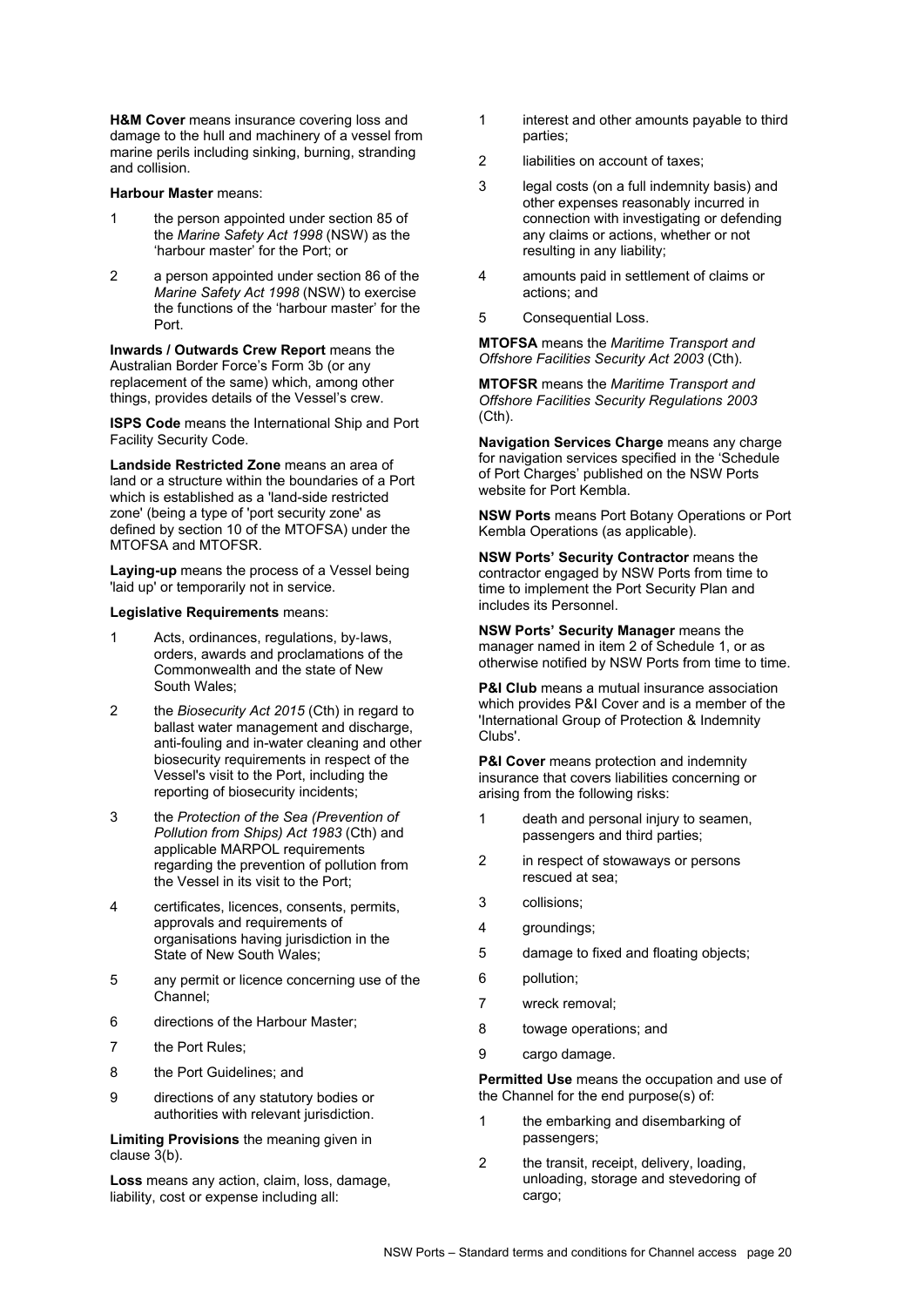**H&M Cover** means insurance covering loss and damage to the hull and machinery of a vessel from marine perils including sinking, burning, stranding and collision.

**Harbour Master** means:

1 the person appointed under section 85 of the *Marine Safety Act 1998* (NSW) as the 'harbour master' for the Port; or

2 a person appointed under section 86 of the *Marine Safety Act 1998* (NSW) to exercise the functions of the 'harbour master' for the Port.

**Inwards / Outwards Crew Report** means the Australian Border Force's Form 3b (or any replacement of the same) which, among other things, provides details of the Vessel's crew.

**ISPS Code** means the International Ship and Port Facility Security Code.

**Landside Restricted Zone** means an area of land or a structure within the boundaries of a Port which is established as a 'land-side restricted zone' (being a type of 'port security zone' as defined by section 10 of the MTOFSA) under the MTOFSA and MTOFSR.

**Laying-up** means the process of a Vessel being 'laid up' or temporarily not in service.

**Legislative Requirements** means:

1 Acts, ordinances, regulations, by-laws, orders, awards and proclamations of the Commonwealth and the state of New South Wales;

2 the *Biosecurity Act 2015* (Cth) in regard to ballast water management and discharge, anti-fouling and in-water cleaning and other biosecurity requirements in respect of the Vessel's visit to the Port, including the reporting of biosecurity incidents;

3 the *Protection of the Sea (Prevention of Pollution from Ships) Act 1983* (Cth) and applicable MARPOL requirements regarding the prevention of pollution from the Vessel in its visit to the Port;

4 certificates, licences, consents, permits, approvals and requirements of organisations having jurisdiction in the State of New South Wales;

5 any permit or licence concerning use of the Channel;

6 directions of the Harbour Master;

7 the Port Rules;

8 the Port Guidelines; and

9 directions of any statutory bodies or authorities with relevant jurisdiction.

**Limiting Provisions** the meaning given in clause 3(b).

**Loss** means any action, claim, loss, damage, liability, cost or expense including all:

1 interest and other amounts payable to third parties;

2 liabilities on account of taxes;

3 legal costs (on a full indemnity basis) and other expenses reasonably incurred in connection with investigating or defending any claims or actions, whether or not resulting in any liability;

4 amounts paid in settlement of claims or actions; and

5 Consequential Loss.

**MTOFSA** means the *Maritime Transport and Offshore Facilities Security Act 2003* (Cth).

**MTOFSR** means the *Maritime Transport and Offshore Facilities Security Regulations 2003* (Cth).

**Navigation Services Charge** means any charge for navigation services specified in the 'Schedule of Port Charges' published on the NSW Ports website for Port Kembla.

**NSW Ports** means Port Botany Operations or Port Kembla Operations (as applicable).

**NSW Ports' Security Contractor** means the contractor engaged by NSW Ports from time to time to implement the Port Security Plan and includes its Personnel.

**NSW Ports' Security Manager** means the manager named in item 2 of Schedule 1, or as otherwise notified by NSW Ports from time to time.

**P&I Club** means a mutual insurance association which provides P&I Cover and is a member of the 'International Group of Protection & Indemnity Clubs'.

**P&I Cover** means protection and indemnity insurance that covers liabilities concerning or arising from the following risks:

1 death and personal injury to seamen, passengers and third parties;

2 in respect of stowaways or persons rescued at sea;

3 collisions;

4 groundings;

5 damage to fixed and floating objects;

6 pollution;

7 wreck removal;

8 towage operations; and

9 cargo damage.

**Permitted Use** means the occupation and use of the Channel for the end purpose(s) of:

1 the embarking and disembarking of passengers;

2 the transit, receipt, delivery, loading, unloading, storage and stevedoring of cargo;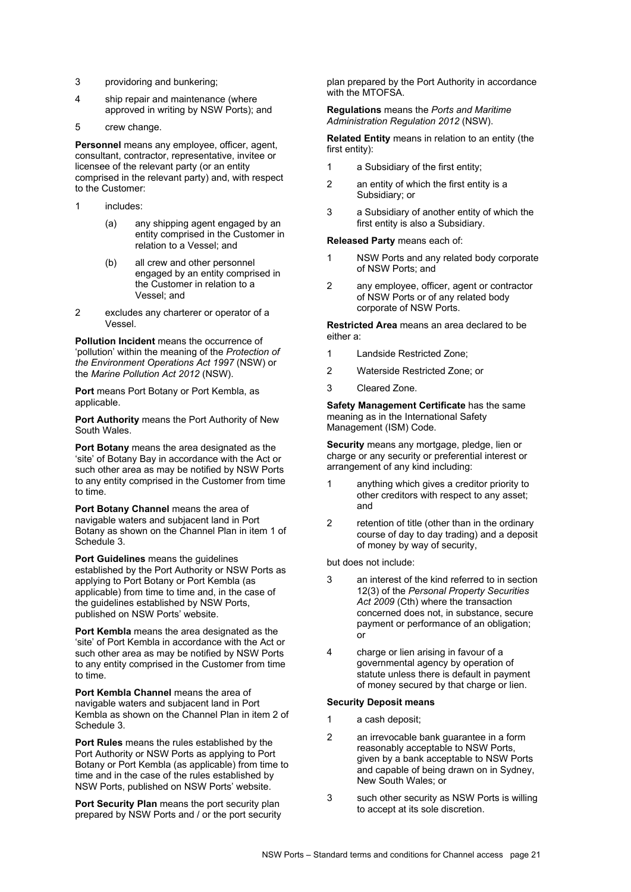3 providoring and bunkering;

4 ship repair and maintenance (where approved in writing by NSW Ports); and

5 crew change.

**Personnel** means any employee, officer, agent, consultant, contractor, representative, invitee or licensee of the relevant party (or an entity comprised in the relevant party) and, with respect to the Customer:

1 includes:

   (a) any shipping agent engaged by an entity comprised in the Customer in relation to a Vessel; and

   (b) all crew and other personnel engaged by an entity comprised in the Customer in relation to a Vessel; and

2 excludes any charterer or operator of a Vessel.

**Pollution Incident** means the occurrence of 'pollution' within the meaning of the *Protection of the Environment Operations Act 1997* (NSW) or the *Marine Pollution Act 2012* (NSW).

**Port** means Port Botany or Port Kembla, as applicable.

**Port Authority** means the Port Authority of New South Wales.

**Port Botany** means the area designated as the 'site' of Botany Bay in accordance with the Act or such other area as may be notified by NSW Ports to any entity comprised in the Customer from time to time.

**Port Botany Channel** means the area of navigable waters and subjacent land in Port Botany as shown on the Channel Plan in item 1 of Schedule 3.

**Port Guidelines** means the guidelines established by the Port Authority or NSW Ports as applying to Port Botany or Port Kembla (as applicable) from time to time and, in the case of the guidelines established by NSW Ports, published on NSW Ports' website.

**Port Kembla** means the area designated as the 'site' of Port Kembla in accordance with the Act or such other area as may be notified by NSW Ports to any entity comprised in the Customer from time to time.

**Port Kembla Channel** means the area of navigable waters and subjacent land in Port Kembla as shown on the Channel Plan in item 2 of Schedule 3.

**Port Rules** means the rules established by the Port Authority or NSW Ports as applying to Port Botany or Port Kembla (as applicable) from time to time and in the case of the rules established by NSW Ports, published on NSW Ports' website.

**Port Security Plan** means the port security plan prepared by NSW Ports and / or the port security plan prepared by the Port Authority in accordance with the MTOFSA.

**Regulations** means the *Ports and Maritime Administration Regulation 2012* (NSW).

**Related Entity** means in relation to an entity (the first entity):

1 a Subsidiary of the first entity;

2 an entity of which the first entity is a Subsidiary; or

3 a Subsidiary of another entity of which the first entity is also a Subsidiary.

**Released Party** means each of:

1 NSW Ports and any related body corporate of NSW Ports; and

2 any employee, officer, agent or contractor of NSW Ports or of any related body corporate of NSW Ports.

**Restricted Area** means an area declared to be either a:

1 Landside Restricted Zone;

2 Waterside Restricted Zone; or

3 Cleared Zone.

**Safety Management Certificate** has the same meaning as in the International Safety Management (ISM) Code.

**Security** means any mortgage, pledge, lien or charge or any security or preferential interest or arrangement of any kind including:

1 anything which gives a creditor priority to other creditors with respect to any asset; and

2 retention of title (other than in the ordinary course of day to day trading) and a deposit of money by way of security,

but does not include:

3 an interest of the kind referred to in section 12(3) of the *Personal Property Securities Act 2009* (Cth) where the transaction concerned does not, in substance, secure payment or performance of an obligation; or

4 charge or lien arising in favour of a governmental agency by operation of statute unless there is default in payment of money secured by that charge or lien.

**Security Deposit means**

1 a cash deposit;

2 an irrevocable bank guarantee in a form reasonably acceptable to NSW Ports, given by a bank acceptable to NSW Ports and capable of being drawn on in Sydney, New South Wales; or

3 such other security as NSW Ports is willing to accept at its sole discretion.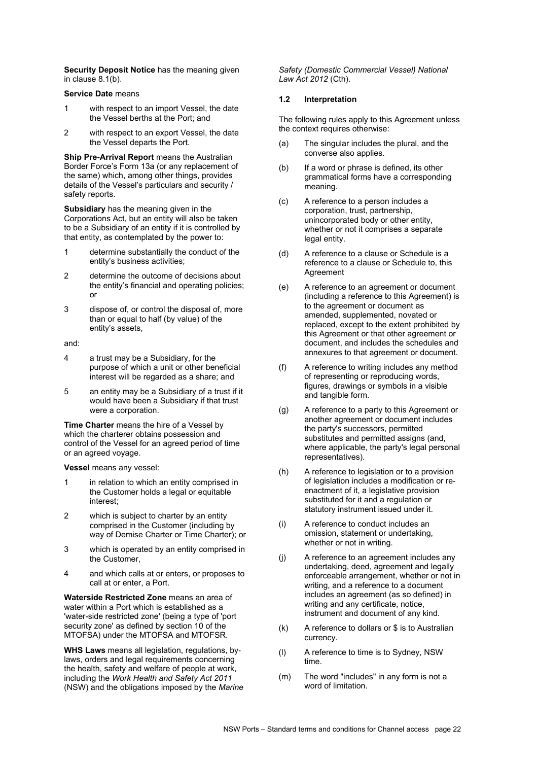**Security Deposit Notice** has the meaning given in clause 8.1(b).

**Service Date** means

1 with respect to an import Vessel, the date the Vessel berths at the Port; and

2 with respect to an export Vessel, the date the Vessel departs the Port.

**Ship Pre-Arrival Report** means the Australian Border Force's Form 13a (or any replacement of the same) which, among other things, provides details of the Vessel's particulars and security / safety reports.

**Subsidiary** has the meaning given in the Corporations Act, but an entity will also be taken to be a Subsidiary of an entity if it is controlled by that entity, as contemplated by the power to:

1 determine substantially the conduct of the entity's business activities;

2 determine the outcome of decisions about the entity's financial and operating policies; or

3 dispose of, or control the disposal of, more than or equal to half (by value) of the entity's assets,

and:

4 a trust may be a Subsidiary, for the purpose of which a unit or other beneficial interest will be regarded as a share; and

5 an entity may be a Subsidiary of a trust if it would have been a Subsidiary if that trust were a corporation.

**Time Charter** means the hire of a Vessel by which the charterer obtains possession and control of the Vessel for an agreed period of time or an agreed voyage.

**Vessel** means any vessel:

1 in relation to which an entity comprised in the Customer holds a legal or equitable interest;

2 which is subject to charter by an entity comprised in the Customer (including by way of Demise Charter or Time Charter); or

3 which is operated by an entity comprised in the Customer,

4 and which calls at or enters, or proposes to call at or enter, a Port.

**Waterside Restricted Zone** means an area of water within a Port which is established as a 'water-side restricted zone' (being a type of 'port security zone' as defined by section 10 of the MTOFSA) under the MTOFSA and MTOFSR.

**WHS Laws** means all legislation, regulations, by-laws, orders and legal requirements concerning the health, safety and welfare of people at work, including the *Work Health and Safety Act 2011* (NSW) and the obligations imposed by the *Marine Safety (Domestic Commercial Vessel) National Law Act 2012* (Cth).

### 1.2 Interpretation

The following rules apply to this Agreement unless the context requires otherwise:

(a) The singular includes the plural, and the converse also applies.

(b) If a word or phrase is defined, its other grammatical forms have a corresponding meaning.

(c) A reference to a person includes a corporation, trust, partnership, unincorporated body or other entity, whether or not it comprises a separate legal entity.

(d) A reference to a clause or Schedule is a reference to a clause or Schedule to, this Agreement

(e) A reference to an agreement or document (including a reference to this Agreement) is to the agreement or document as amended, supplemented, novated or replaced, except to the extent prohibited by this Agreement or that other agreement or document, and includes the schedules and annexures to that agreement or document.

(f) A reference to writing includes any method of representing or reproducing words, figures, drawings or symbols in a visible and tangible form.

(g) A reference to a party to this Agreement or another agreement or document includes the party's successors, permitted substitutes and permitted assigns (and, where applicable, the party's legal personal representatives).

(h) A reference to legislation or to a provision of legislation includes a modification or re-enactment of it, a legislative provision substituted for it and a regulation or statutory instrument issued under it.

(i) A reference to conduct includes an omission, statement or undertaking, whether or not in writing.

(j) A reference to an agreement includes any undertaking, deed, agreement and legally enforceable arrangement, whether or not in writing, and a reference to a document includes an agreement (as so defined) in writing and any certificate, notice, instrument and document of any kind.

(k) A reference to dollars or $ is to Australian currency.

(l) A reference to time is to Sydney, NSW time.

(m) The word "includes" in any form is not a word of limitation.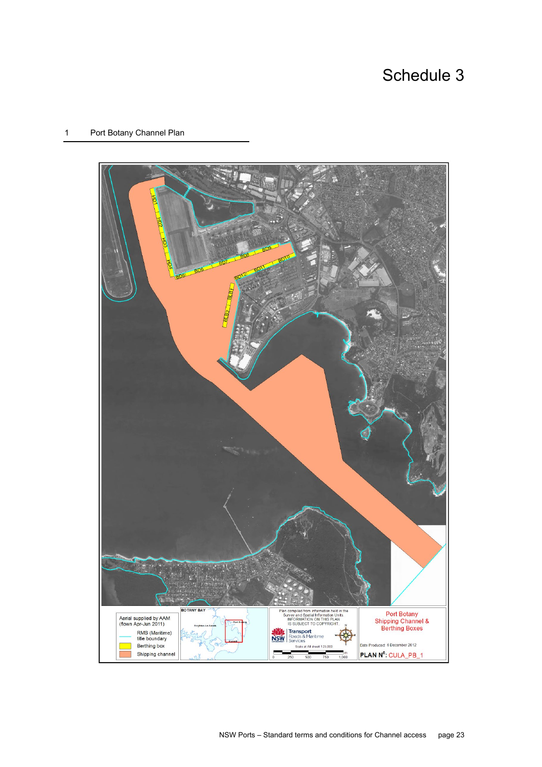# Schedule 3

## 1 Port Botany Channel Plan

HD1 HD2 HD3 HD4 BD5 BD6 BD7 BD8 BD9 BD10 BD11 BD12 BLB1 BLB2

BOTANY BAY

Aerial supplied by AAM (flown Apr-Jun 2011)

RMS (Maritime) title boundary

Berthing box

Shipping channel

Plan compiled from information held in the Survey and Spatial Information Units. INFORMATION ON THIS PLAN IS SUBJECT TO COPYRIGHT.

Transport Roads & Maritime Services

Scale at A4 sheet 1:25,000

0 250 500 750 1,000 m

Port Botany Shipping Channel & Berthing Boxes

Date Produced: 6 December 2012

PLAN N⁰: CULA_PB_1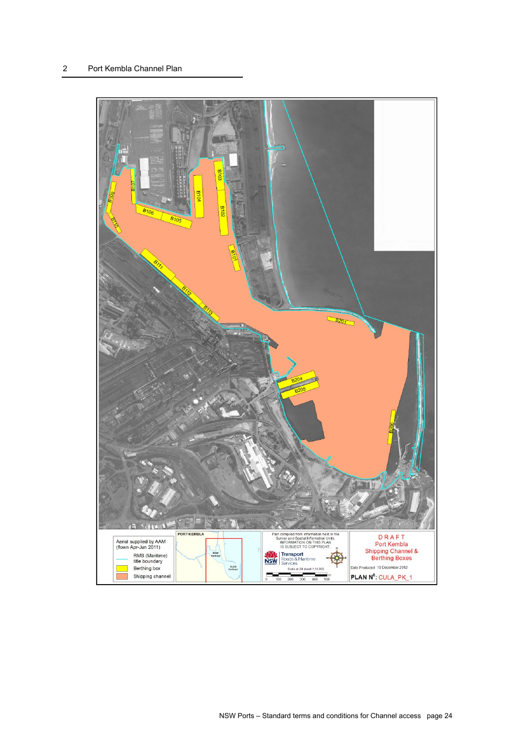# 2 Port Kembla Channel Plan

B109

B108

B110

B106

B105

B104

B103

B102

B101

B111

B112

B113

B201

B204

B205

B206

Aerial supplied by AAM (flown Apr-Jun 2011)

RMS (Maritime) title boundary

Berthing box

Shipping channel

PORT KEMBLA

Inner Harbour

Outer Harbour

Plan compiled from information held in the Survey and Spatial Information Units. INFORMATION ON THIS PLAN IS SUBJECT TO COPYRIGHT.

NSW GOVERNMENT Transport Roads & Maritime Services

Scale at A4 sheet 1:14,000

0 100 200 300 400 500 m

DRAFT
Port Kembla
Shipping Channel &
Berthing Boxes

Date Produced: 10 December 2012

PLAN N[o]: CULA_PK_1